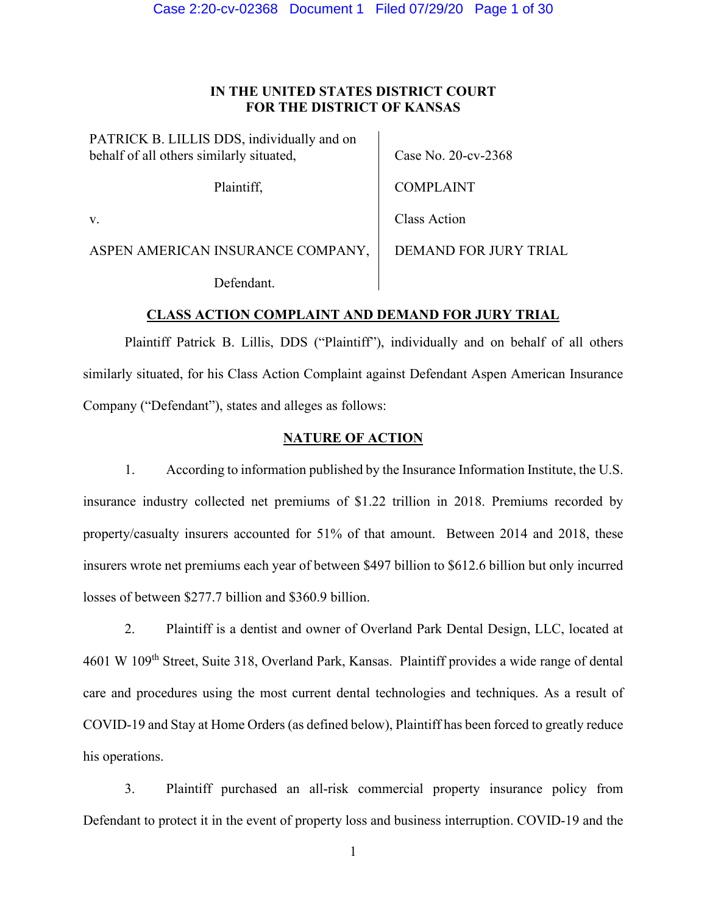**IN THE UNITED STATES DISTRICT COURT**
**FOR THE DISTRICT OF KANSAS**

| | |
|---|---|
| PATRICK B. LILLIS DDS, individually and on behalf of all others similarly situated, | Case No. 20-cv-2368 |
| Plaintiff, | COMPLAINT |
| v. | Class Action |
| ASPEN AMERICAN INSURANCE COMPANY, | DEMAND FOR JURY TRIAL |
| Defendant. | |

**CLASS ACTION COMPLAINT AND DEMAND FOR JURY TRIAL**

Plaintiff Patrick B. Lillis, DDS ("Plaintiff"), individually and on behalf of all others similarly situated, for his Class Action Complaint against Defendant Aspen American Insurance Company ("Defendant"), states and alleges as follows:

**NATURE OF ACTION**

1. According to information published by the Insurance Information Institute, the U.S. insurance industry collected net premiums of $1.22 trillion in 2018. Premiums recorded by property/casualty insurers accounted for 51% of that amount. Between 2014 and 2018, these insurers wrote net premiums each year of between $497 billion to $612.6 billion but only incurred losses of between $277.7 billion and $360.9 billion.

2. Plaintiff is a dentist and owner of Overland Park Dental Design, LLC, located at 4601 W 109th Street, Suite 318, Overland Park, Kansas. Plaintiff provides a wide range of dental care and procedures using the most current dental technologies and techniques. As a result of COVID-19 and Stay at Home Orders (as defined below), Plaintiff has been forced to greatly reduce his operations.

3. Plaintiff purchased an all-risk commercial property insurance policy from Defendant to protect it in the event of property loss and business interruption. COVID-19 and the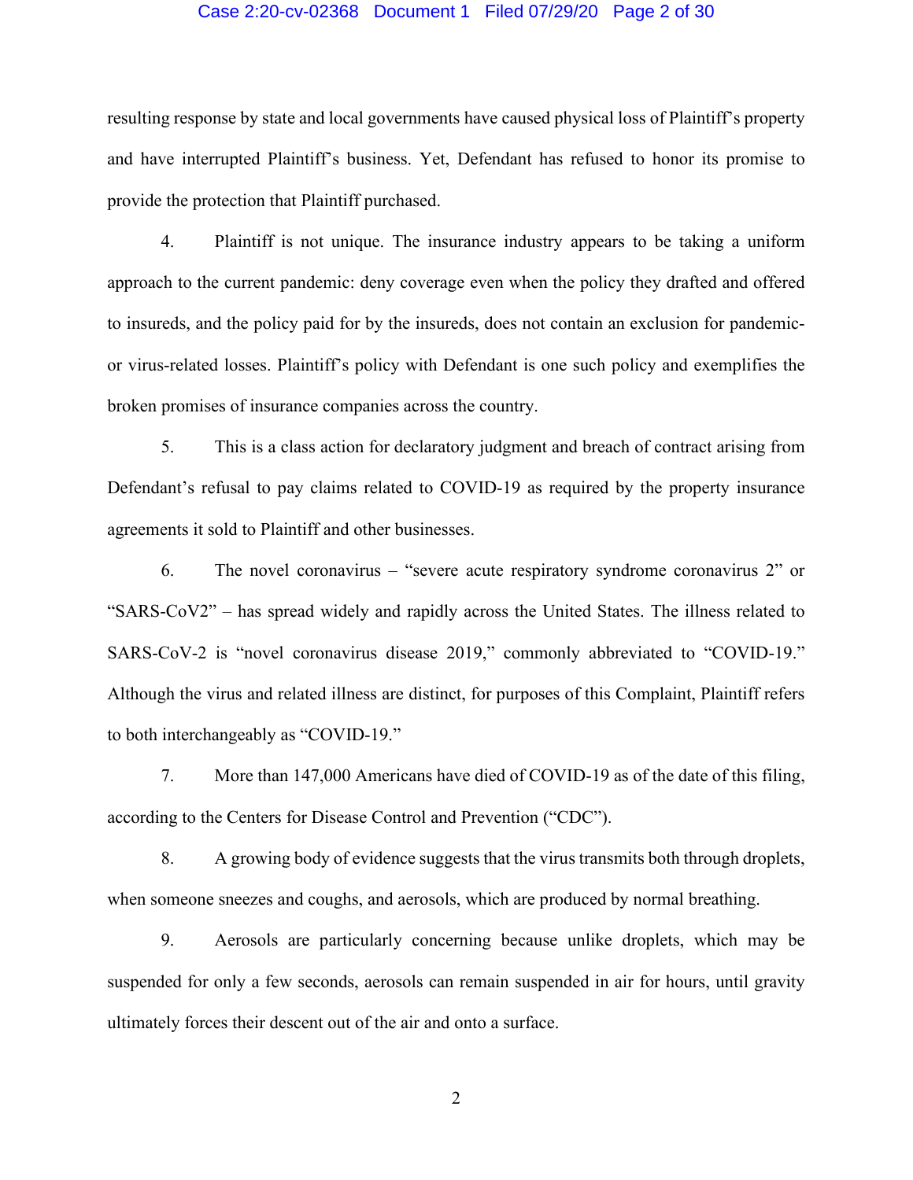resulting response by state and local governments have caused physical loss of Plaintiff's property and have interrupted Plaintiff's business. Yet, Defendant has refused to honor its promise to provide the protection that Plaintiff purchased.

4. Plaintiff is not unique. The insurance industry appears to be taking a uniform approach to the current pandemic: deny coverage even when the policy they drafted and offered to insureds, and the policy paid for by the insureds, does not contain an exclusion for pandemic- or virus-related losses. Plaintiff's policy with Defendant is one such policy and exemplifies the broken promises of insurance companies across the country.

5. This is a class action for declaratory judgment and breach of contract arising from Defendant's refusal to pay claims related to COVID-19 as required by the property insurance agreements it sold to Plaintiff and other businesses.

6. The novel coronavirus – "severe acute respiratory syndrome coronavirus 2" or "SARS-CoV2" – has spread widely and rapidly across the United States. The illness related to SARS-CoV-2 is "novel coronavirus disease 2019," commonly abbreviated to "COVID-19." Although the virus and related illness are distinct, for purposes of this Complaint, Plaintiff refers to both interchangeably as "COVID-19."

7. More than 147,000 Americans have died of COVID-19 as of the date of this filing, according to the Centers for Disease Control and Prevention ("CDC").

8. A growing body of evidence suggests that the virus transmits both through droplets, when someone sneezes and coughs, and aerosols, which are produced by normal breathing.

9. Aerosols are particularly concerning because unlike droplets, which may be suspended for only a few seconds, aerosols can remain suspended in air for hours, until gravity ultimately forces their descent out of the air and onto a surface.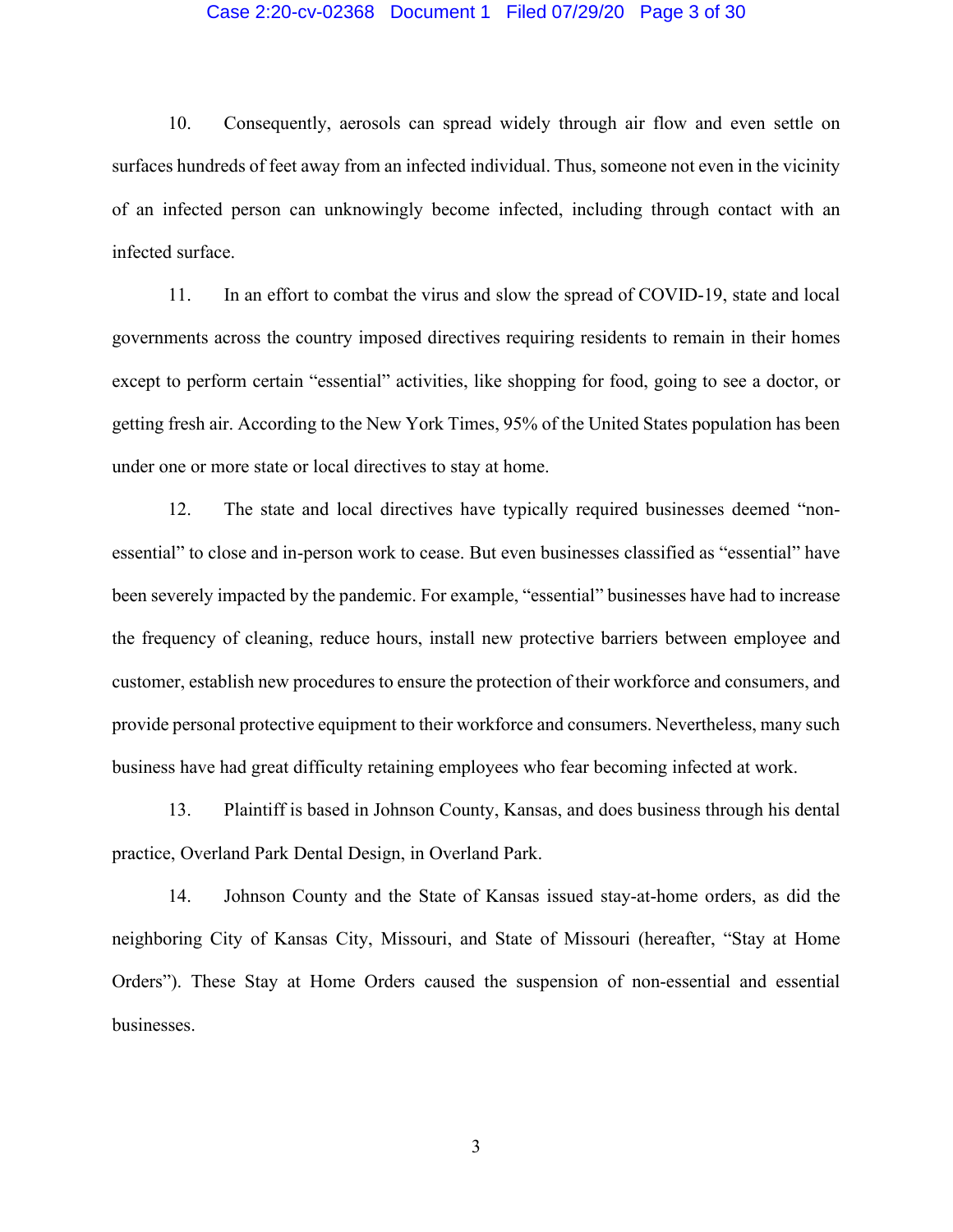10. Consequently, aerosols can spread widely through air flow and even settle on surfaces hundreds of feet away from an infected individual. Thus, someone not even in the vicinity of an infected person can unknowingly become infected, including through contact with an infected surface.

11. In an effort to combat the virus and slow the spread of COVID-19, state and local governments across the country imposed directives requiring residents to remain in their homes except to perform certain "essential" activities, like shopping for food, going to see a doctor, or getting fresh air. According to the New York Times, 95% of the United States population has been under one or more state or local directives to stay at home.

12. The state and local directives have typically required businesses deemed "non-essential" to close and in-person work to cease. But even businesses classified as "essential" have been severely impacted by the pandemic. For example, "essential" businesses have had to increase the frequency of cleaning, reduce hours, install new protective barriers between employee and customer, establish new procedures to ensure the protection of their workforce and consumers, and provide personal protective equipment to their workforce and consumers. Nevertheless, many such business have had great difficulty retaining employees who fear becoming infected at work.

13. Plaintiff is based in Johnson County, Kansas, and does business through his dental practice, Overland Park Dental Design, in Overland Park.

14. Johnson County and the State of Kansas issued stay-at-home orders, as did the neighboring City of Kansas City, Missouri, and State of Missouri (hereafter, "Stay at Home Orders"). These Stay at Home Orders caused the suspension of non-essential and essential businesses.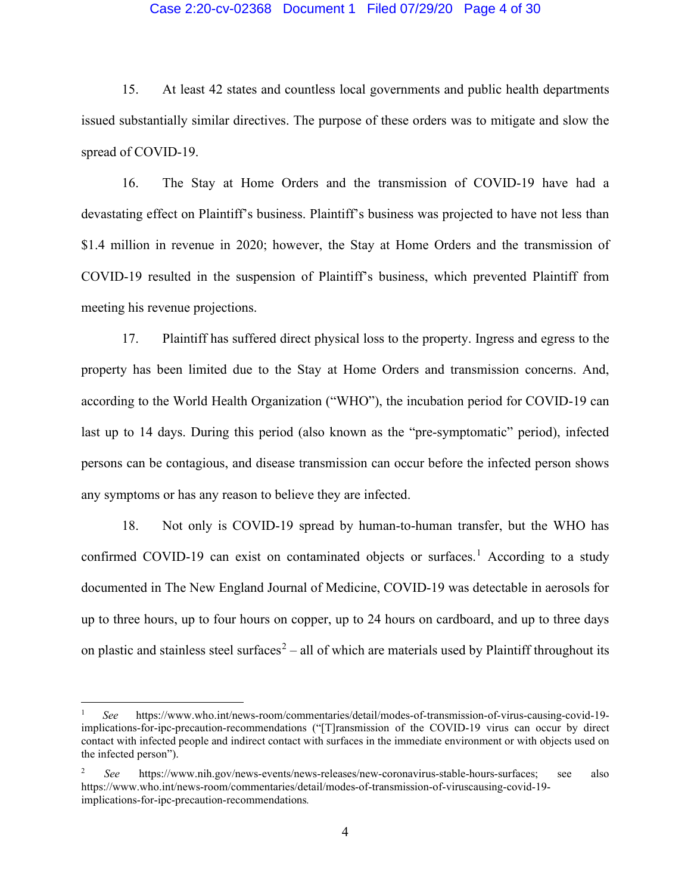15. At least 42 states and countless local governments and public health departments issued substantially similar directives. The purpose of these orders was to mitigate and slow the spread of COVID-19.

16. The Stay at Home Orders and the transmission of COVID-19 have had a devastating effect on Plaintiff's business. Plaintiff's business was projected to have not less than $1.4 million in revenue in 2020; however, the Stay at Home Orders and the transmission of COVID-19 resulted in the suspension of Plaintiff's business, which prevented Plaintiff from meeting his revenue projections.

17. Plaintiff has suffered direct physical loss to the property. Ingress and egress to the property has been limited due to the Stay at Home Orders and transmission concerns. And, according to the World Health Organization ("WHO"), the incubation period for COVID-19 can last up to 14 days. During this period (also known as the "pre-symptomatic" period), infected persons can be contagious, and disease transmission can occur before the infected person shows any symptoms or has any reason to believe they are infected.

18. Not only is COVID-19 spread by human-to-human transfer, but the WHO has confirmed COVID-19 can exist on contaminated objects or surfaces.[1] According to a study documented in The New England Journal of Medicine, COVID-19 was detectable in aerosols for up to three hours, up to four hours on copper, up to 24 hours on cardboard, and up to three days on plastic and stainless steel surfaces[2] – all of which are materials used by Plaintiff throughout its

---

[1] *See* https://www.who.int/news-room/commentaries/detail/modes-of-transmission-of-virus-causing-covid-19-implications-for-ipc-precaution-recommendations ("[T]ransmission of the COVID-19 virus can occur by direct contact with infected people and indirect contact with surfaces in the immediate environment or with objects used on the infected person").

[2] *See* https://www.nih.gov/news-events/news-releases/new-coronavirus-stable-hours-surfaces; see also https://www.who.int/news-room/commentaries/detail/modes-of-transmission-of-viruscausing-covid-19-implications-for-ipc-precaution-recommendations.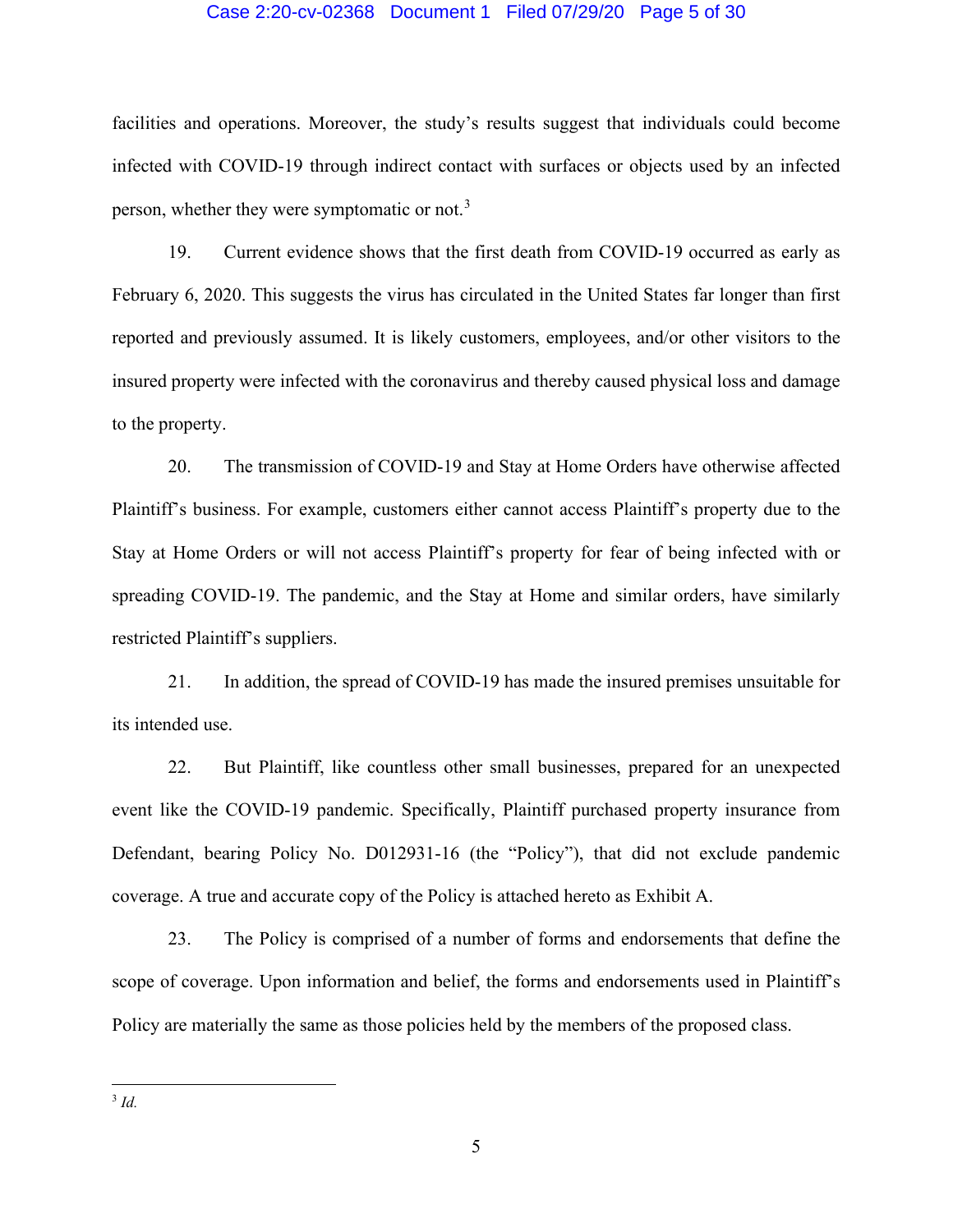facilities and operations. Moreover, the study's results suggest that individuals could become infected with COVID-19 through indirect contact with surfaces or objects used by an infected person, whether they were symptomatic or not.[3]

19. Current evidence shows that the first death from COVID-19 occurred as early as February 6, 2020. This suggests the virus has circulated in the United States far longer than first reported and previously assumed. It is likely customers, employees, and/or other visitors to the insured property were infected with the coronavirus and thereby caused physical loss and damage to the property.

20. The transmission of COVID-19 and Stay at Home Orders have otherwise affected Plaintiff's business. For example, customers either cannot access Plaintiff's property due to the Stay at Home Orders or will not access Plaintiff's property for fear of being infected with or spreading COVID-19. The pandemic, and the Stay at Home and similar orders, have similarly restricted Plaintiff's suppliers.

21. In addition, the spread of COVID-19 has made the insured premises unsuitable for its intended use.

22. But Plaintiff, like countless other small businesses, prepared for an unexpected event like the COVID-19 pandemic. Specifically, Plaintiff purchased property insurance from Defendant, bearing Policy No. D012931-16 (the "Policy"), that did not exclude pandemic coverage. A true and accurate copy of the Policy is attached hereto as Exhibit A.

23. The Policy is comprised of a number of forms and endorsements that define the scope of coverage. Upon information and belief, the forms and endorsements used in Plaintiff's Policy are materially the same as those policies held by the members of the proposed class.

---

[3] *Id.*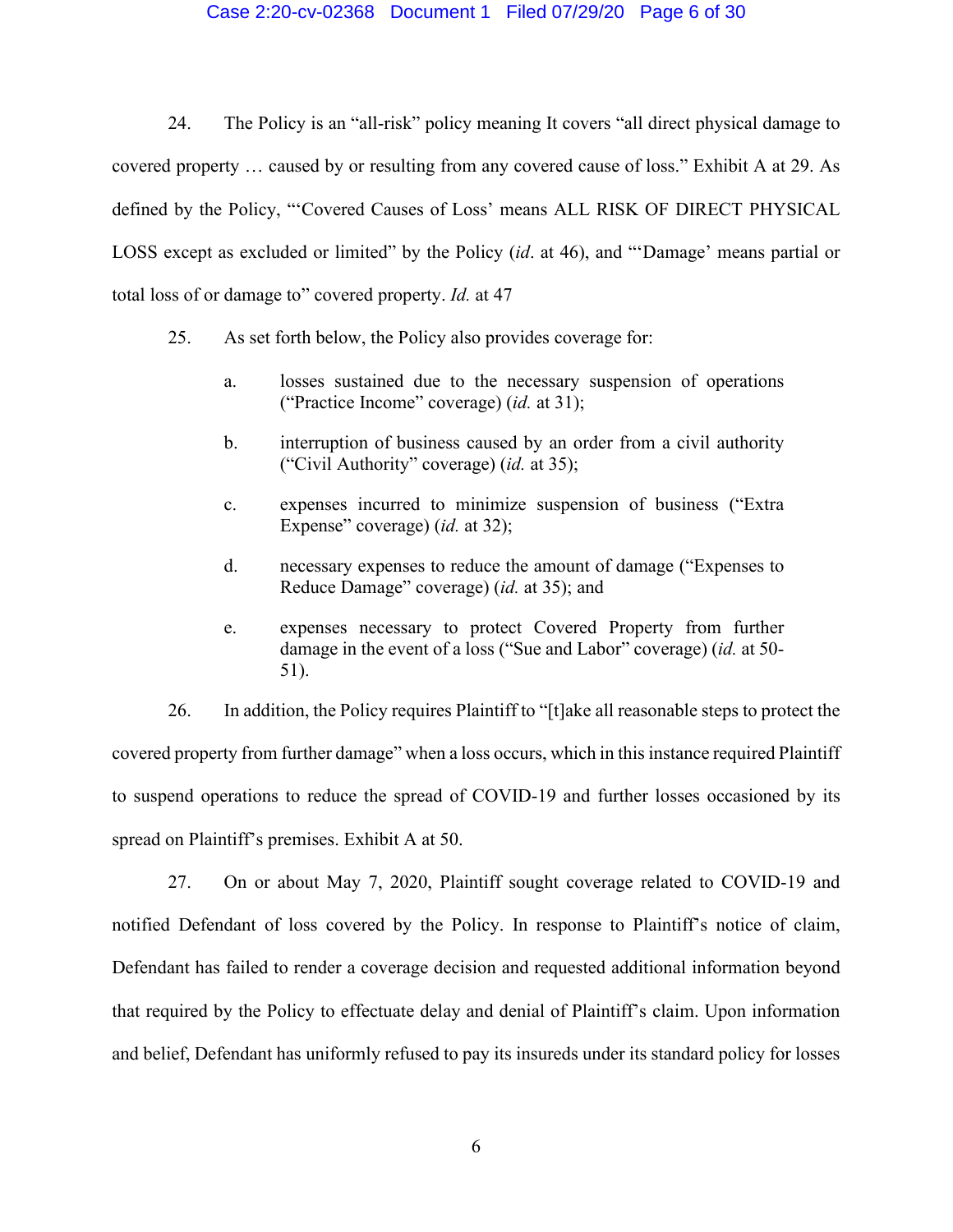24. The Policy is an "all-risk" policy meaning It covers "all direct physical damage to covered property … caused by or resulting from any covered cause of loss." Exhibit A at 29. As defined by the Policy, "'Covered Causes of Loss' means ALL RISK OF DIRECT PHYSICAL LOSS except as excluded or limited" by the Policy (*id*. at 46), and "'Damage' means partial or total loss of or damage to" covered property. *Id.* at 47

25. As set forth below, the Policy also provides coverage for:

   a. losses sustained due to the necessary suspension of operations ("Practice Income" coverage) (*id.* at 31);

   b. interruption of business caused by an order from a civil authority ("Civil Authority" coverage) (*id.* at 35);

   c. expenses incurred to minimize suspension of business ("Extra Expense" coverage) (*id.* at 32);

   d. necessary expenses to reduce the amount of damage ("Expenses to Reduce Damage" coverage) (*id.* at 35); and

   e. expenses necessary to protect Covered Property from further damage in the event of a loss ("Sue and Labor" coverage) (*id.* at 50-51).

26. In addition, the Policy requires Plaintiff to "[t]ake all reasonable steps to protect the covered property from further damage" when a loss occurs, which in this instance required Plaintiff to suspend operations to reduce the spread of COVID-19 and further losses occasioned by its spread on Plaintiff's premises. Exhibit A at 50.

27. On or about May 7, 2020, Plaintiff sought coverage related to COVID-19 and notified Defendant of loss covered by the Policy. In response to Plaintiff's notice of claim, Defendant has failed to render a coverage decision and requested additional information beyond that required by the Policy to effectuate delay and denial of Plaintiff's claim. Upon information and belief, Defendant has uniformly refused to pay its insureds under its standard policy for losses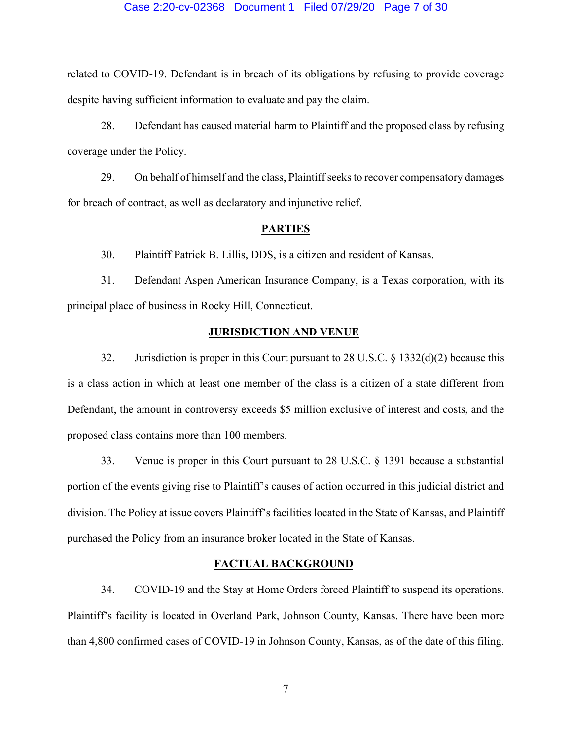related to COVID-19. Defendant is in breach of its obligations by refusing to provide coverage despite having sufficient information to evaluate and pay the claim.

28. Defendant has caused material harm to Plaintiff and the proposed class by refusing coverage under the Policy.

29. On behalf of himself and the class, Plaintiff seeks to recover compensatory damages for breach of contract, as well as declaratory and injunctive relief.

## PARTIES

30. Plaintiff Patrick B. Lillis, DDS, is a citizen and resident of Kansas.

31. Defendant Aspen American Insurance Company, is a Texas corporation, with its principal place of business in Rocky Hill, Connecticut.

## JURISDICTION AND VENUE

32. Jurisdiction is proper in this Court pursuant to 28 U.S.C. § 1332(d)(2) because this is a class action in which at least one member of the class is a citizen of a state different from Defendant, the amount in controversy exceeds $5 million exclusive of interest and costs, and the proposed class contains more than 100 members.

33. Venue is proper in this Court pursuant to 28 U.S.C. § 1391 because a substantial portion of the events giving rise to Plaintiff's causes of action occurred in this judicial district and division. The Policy at issue covers Plaintiff's facilities located in the State of Kansas, and Plaintiff purchased the Policy from an insurance broker located in the State of Kansas.

## FACTUAL BACKGROUND

34. COVID-19 and the Stay at Home Orders forced Plaintiff to suspend its operations. Plaintiff's facility is located in Overland Park, Johnson County, Kansas. There have been more than 4,800 confirmed cases of COVID-19 in Johnson County, Kansas, as of the date of this filing.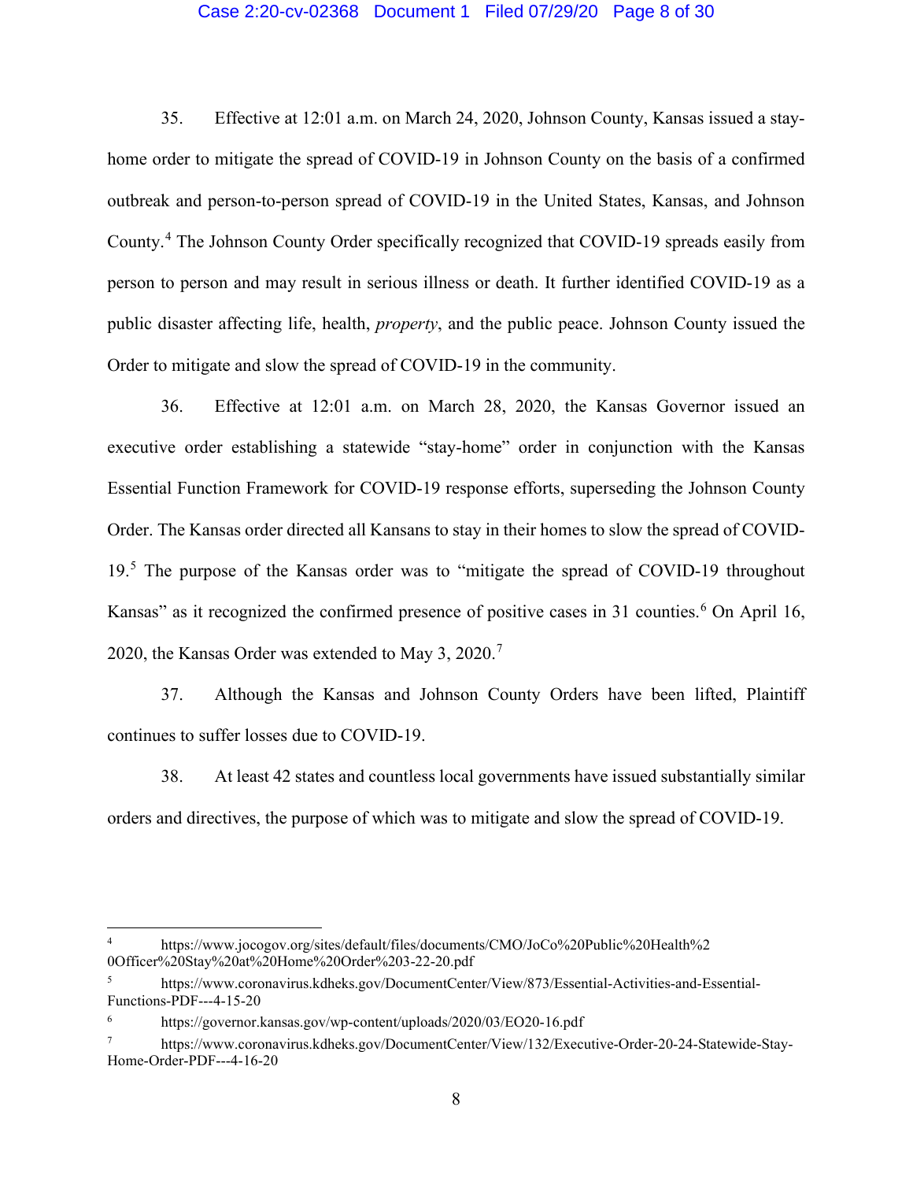35. Effective at 12:01 a.m. on March 24, 2020, Johnson County, Kansas issued a stay-home order to mitigate the spread of COVID-19 in Johnson County on the basis of a confirmed outbreak and person-to-person spread of COVID-19 in the United States, Kansas, and Johnson County.[4] The Johnson County Order specifically recognized that COVID-19 spreads easily from person to person and may result in serious illness or death. It further identified COVID-19 as a public disaster affecting life, health, *property*, and the public peace. Johnson County issued the Order to mitigate and slow the spread of COVID-19 in the community.

36. Effective at 12:01 a.m. on March 28, 2020, the Kansas Governor issued an executive order establishing a statewide "stay-home" order in conjunction with the Kansas Essential Function Framework for COVID-19 response efforts, superseding the Johnson County Order. The Kansas order directed all Kansans to stay in their homes to slow the spread of COVID-19.[5] The purpose of the Kansas order was to "mitigate the spread of COVID-19 throughout Kansas" as it recognized the confirmed presence of positive cases in 31 counties.[6] On April 16, 2020, the Kansas Order was extended to May 3, 2020.[7]

37. Although the Kansas and Johnson County Orders have been lifted, Plaintiff continues to suffer losses due to COVID-19.

38. At least 42 states and countless local governments have issued substantially similar orders and directives, the purpose of which was to mitigate and slow the spread of COVID-19.

---

[4] https://www.jocogov.org/sites/default/files/documents/CMO/JoCo%20Public%20Health%20Officer%20Stay%20at%20Home%20Order%203-22-20.pdf

[5] https://www.coronavirus.kdheks.gov/DocumentCenter/View/873/Essential-Activities-and-Essential-Functions-PDF---4-15-20

[6] https://governor.kansas.gov/wp-content/uploads/2020/03/EO20-16.pdf

[7] https://www.coronavirus.kdheks.gov/DocumentCenter/View/132/Executive-Order-20-24-Statewide-Stay-Home-Order-PDF---4-16-20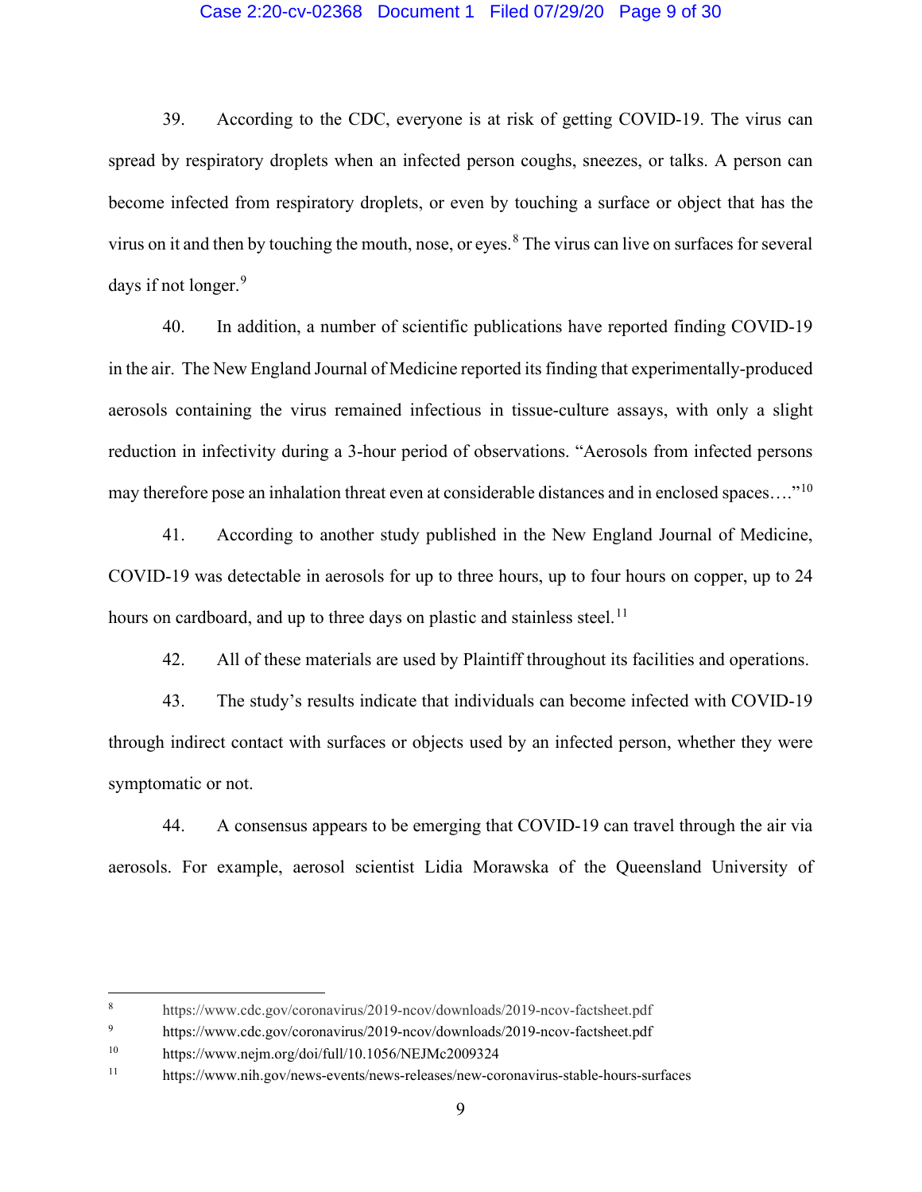39. According to the CDC, everyone is at risk of getting COVID-19. The virus can spread by respiratory droplets when an infected person coughs, sneezes, or talks. A person can become infected from respiratory droplets, or even by touching a surface or object that has the virus on it and then by touching the mouth, nose, or eyes.[8] The virus can live on surfaces for several days if not longer.[9]

40. In addition, a number of scientific publications have reported finding COVID-19 in the air. The New England Journal of Medicine reported its finding that experimentally-produced aerosols containing the virus remained infectious in tissue-culture assays, with only a slight reduction in infectivity during a 3-hour period of observations. "Aerosols from infected persons may therefore pose an inhalation threat even at considerable distances and in enclosed spaces…."[10]

41. According to another study published in the New England Journal of Medicine, COVID-19 was detectable in aerosols for up to three hours, up to four hours on copper, up to 24 hours on cardboard, and up to three days on plastic and stainless steel.[11]

42. All of these materials are used by Plaintiff throughout its facilities and operations.

43. The study's results indicate that individuals can become infected with COVID-19 through indirect contact with surfaces or objects used by an infected person, whether they were symptomatic or not.

44. A consensus appears to be emerging that COVID-19 can travel through the air via aerosols. For example, aerosol scientist Lidia Morawska of the Queensland University of

---

[8] https://www.cdc.gov/coronavirus/2019-ncov/downloads/2019-ncov-factsheet.pdf

[9] https://www.cdc.gov/coronavirus/2019-ncov/downloads/2019-ncov-factsheet.pdf

[10] https://www.nejm.org/doi/full/10.1056/NEJMc2009324

[11] https://www.nih.gov/news-events/news-releases/new-coronavirus-stable-hours-surfaces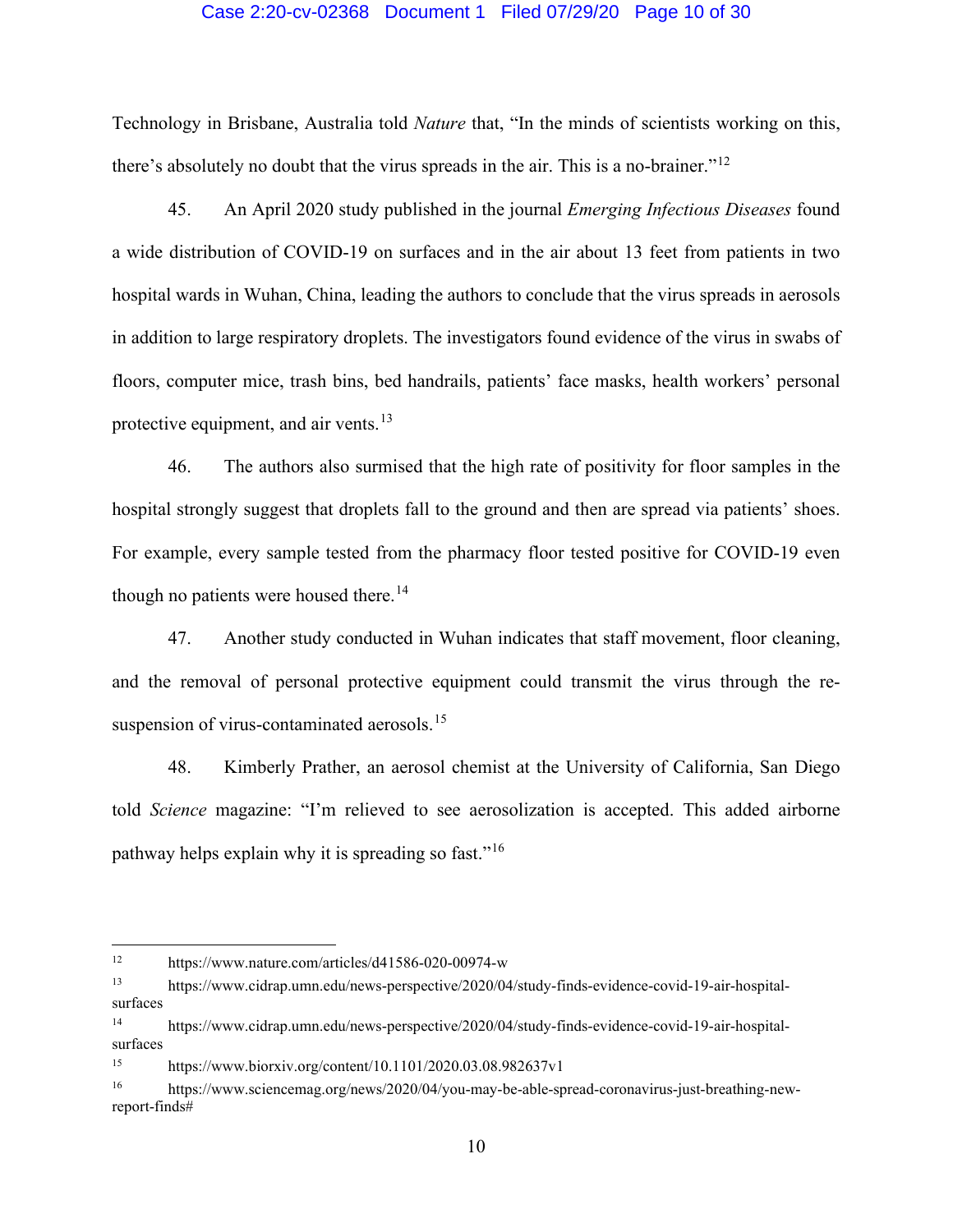Technology in Brisbane, Australia told *Nature* that, "In the minds of scientists working on this, there's absolutely no doubt that the virus spreads in the air. This is a no-brainer."[12]

45. An April 2020 study published in the journal *Emerging Infectious Diseases* found a wide distribution of COVID-19 on surfaces and in the air about 13 feet from patients in two hospital wards in Wuhan, China, leading the authors to conclude that the virus spreads in aerosols in addition to large respiratory droplets. The investigators found evidence of the virus in swabs of floors, computer mice, trash bins, bed handrails, patients' face masks, health workers' personal protective equipment, and air vents.[13]

46. The authors also surmised that the high rate of positivity for floor samples in the hospital strongly suggest that droplets fall to the ground and then are spread via patients' shoes. For example, every sample tested from the pharmacy floor tested positive for COVID-19 even though no patients were housed there.[14]

47. Another study conducted in Wuhan indicates that staff movement, floor cleaning, and the removal of personal protective equipment could transmit the virus through the re-suspension of virus-contaminated aerosols.[15]

48. Kimberly Prather, an aerosol chemist at the University of California, San Diego told *Science* magazine: "I'm relieved to see aerosolization is accepted. This added airborne pathway helps explain why it is spreading so fast."[16]

---

[12] https://www.nature.com/articles/d41586-020-00974-w

[13] https://www.cidrap.umn.edu/news-perspective/2020/04/study-finds-evidence-covid-19-air-hospital-surfaces

[14] https://www.cidrap.umn.edu/news-perspective/2020/04/study-finds-evidence-covid-19-air-hospital-surfaces

[15] https://www.biorxiv.org/content/10.1101/2020.03.08.982637v1

[16] https://www.sciencemag.org/news/2020/04/you-may-be-able-spread-coronavirus-just-breathing-new-report-finds#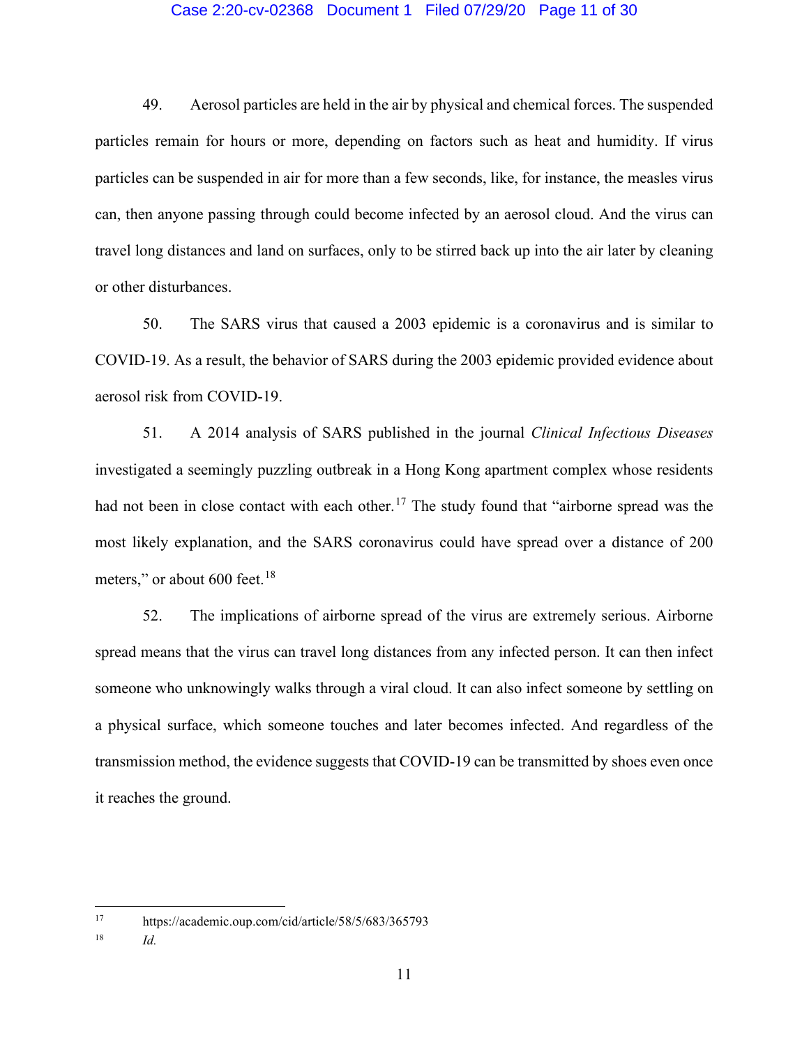49. Aerosol particles are held in the air by physical and chemical forces. The suspended particles remain for hours or more, depending on factors such as heat and humidity. If virus particles can be suspended in air for more than a few seconds, like, for instance, the measles virus can, then anyone passing through could become infected by an aerosol cloud. And the virus can travel long distances and land on surfaces, only to be stirred back up into the air later by cleaning or other disturbances.

50. The SARS virus that caused a 2003 epidemic is a coronavirus and is similar to COVID-19. As a result, the behavior of SARS during the 2003 epidemic provided evidence about aerosol risk from COVID-19.

51. A 2014 analysis of SARS published in the journal *Clinical Infectious Diseases* investigated a seemingly puzzling outbreak in a Hong Kong apartment complex whose residents had not been in close contact with each other.[17] The study found that "airborne spread was the most likely explanation, and the SARS coronavirus could have spread over a distance of 200 meters," or about 600 feet.[18]

52. The implications of airborne spread of the virus are extremely serious. Airborne spread means that the virus can travel long distances from any infected person. It can then infect someone who unknowingly walks through a viral cloud. It can also infect someone by settling on a physical surface, which someone touches and later becomes infected. And regardless of the transmission method, the evidence suggests that COVID-19 can be transmitted by shoes even once it reaches the ground.

---

[17] https://academic.oup.com/cid/article/58/5/683/365793

[18] *Id.*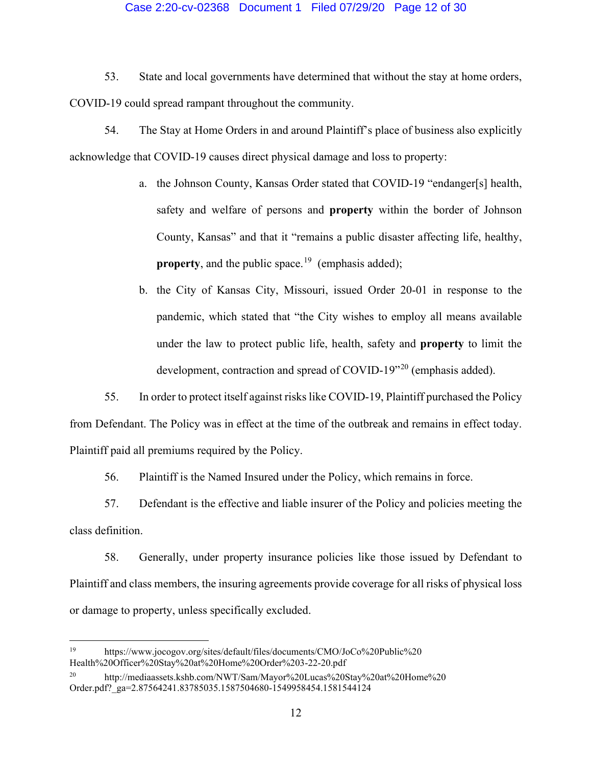53. State and local governments have determined that without the stay at home orders, COVID-19 could spread rampant throughout the community.

54. The Stay at Home Orders in and around Plaintiff's place of business also explicitly acknowledge that COVID-19 causes direct physical damage and loss to property:

a. the Johnson County, Kansas Order stated that COVID-19 "endanger[s] health, safety and welfare of persons and **property** within the border of Johnson County, Kansas" and that it "remains a public disaster affecting life, healthy, **property**, and the public space.[19] (emphasis added);

b. the City of Kansas City, Missouri, issued Order 20-01 in response to the pandemic, which stated that "the City wishes to employ all means available under the law to protect public life, health, safety and **property** to limit the development, contraction and spread of COVID-19"[20] (emphasis added).

55. In order to protect itself against risks like COVID-19, Plaintiff purchased the Policy from Defendant. The Policy was in effect at the time of the outbreak and remains in effect today. Plaintiff paid all premiums required by the Policy.

56. Plaintiff is the Named Insured under the Policy, which remains in force.

57. Defendant is the effective and liable insurer of the Policy and policies meeting the class definition.

58. Generally, under property insurance policies like those issued by Defendant to Plaintiff and class members, the insuring agreements provide coverage for all risks of physical loss or damage to property, unless specifically excluded.

---

[19] https://www.jocogov.org/sites/default/files/documents/CMO/JoCo%20Public%20Health%20Officer%20Stay%20at%20Home%20Order%203-22-20.pdf

[20] http://mediaassets.kshb.com/NWT/Sam/Mayor%20Lucas%20Stay%20at%20Home%20Order.pdf?_ga=2.87564241.83785035.1587504680-1549958454.1581544124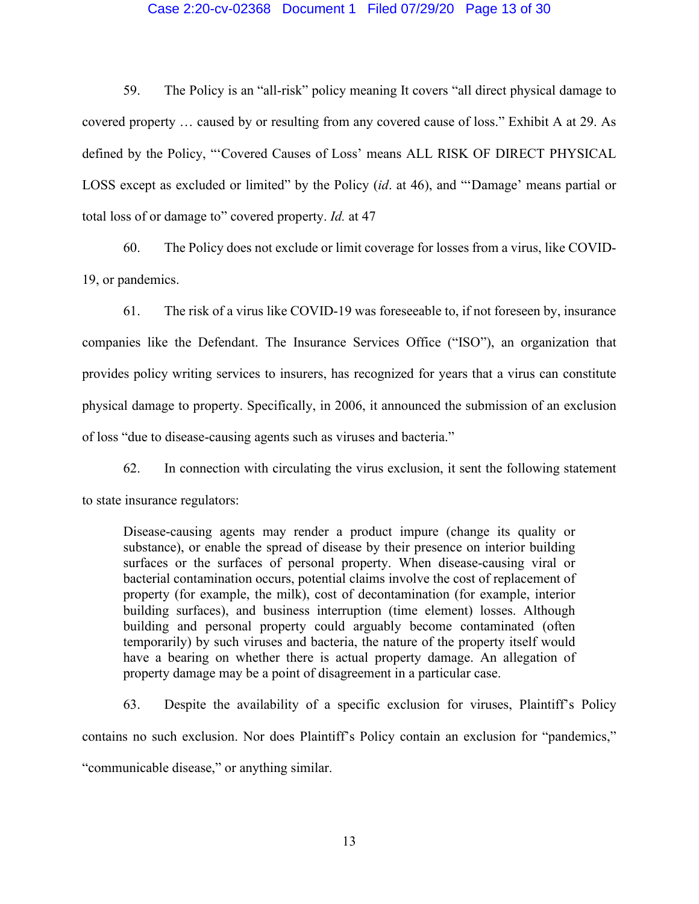59. The Policy is an "all-risk" policy meaning It covers "all direct physical damage to covered property … caused by or resulting from any covered cause of loss." Exhibit A at 29. As defined by the Policy, "'Covered Causes of Loss' means ALL RISK OF DIRECT PHYSICAL LOSS except as excluded or limited" by the Policy (*id*. at 46), and "'Damage' means partial or total loss of or damage to" covered property. *Id.* at 47

60. The Policy does not exclude or limit coverage for losses from a virus, like COVID-19, or pandemics.

61. The risk of a virus like COVID-19 was foreseeable to, if not foreseen by, insurance companies like the Defendant. The Insurance Services Office ("ISO"), an organization that provides policy writing services to insurers, has recognized for years that a virus can constitute physical damage to property. Specifically, in 2006, it announced the submission of an exclusion of loss "due to disease-causing agents such as viruses and bacteria."

62. In connection with circulating the virus exclusion, it sent the following statement to state insurance regulators:

> Disease-causing agents may render a product impure (change its quality or substance), or enable the spread of disease by their presence on interior building surfaces or the surfaces of personal property. When disease-causing viral or bacterial contamination occurs, potential claims involve the cost of replacement of property (for example, the milk), cost of decontamination (for example, interior building surfaces), and business interruption (time element) losses. Although building and personal property could arguably become contaminated (often temporarily) by such viruses and bacteria, the nature of the property itself would have a bearing on whether there is actual property damage. An allegation of property damage may be a point of disagreement in a particular case.

63. Despite the availability of a specific exclusion for viruses, Plaintiff's Policy contains no such exclusion. Nor does Plaintiff's Policy contain an exclusion for "pandemics," "communicable disease," or anything similar.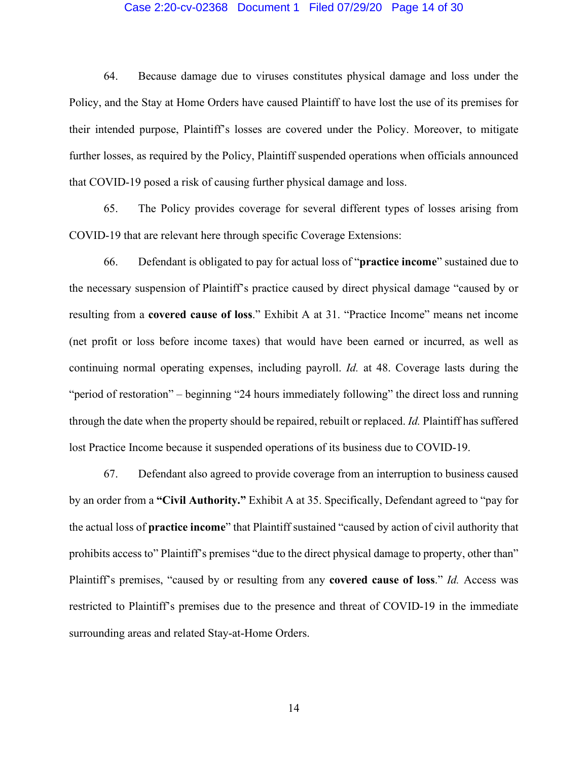64. Because damage due to viruses constitutes physical damage and loss under the Policy, and the Stay at Home Orders have caused Plaintiff to have lost the use of its premises for their intended purpose, Plaintiff's losses are covered under the Policy. Moreover, to mitigate further losses, as required by the Policy, Plaintiff suspended operations when officials announced that COVID-19 posed a risk of causing further physical damage and loss.

65. The Policy provides coverage for several different types of losses arising from COVID-19 that are relevant here through specific Coverage Extensions:

66. Defendant is obligated to pay for actual loss of "**practice income**" sustained due to the necessary suspension of Plaintiff's practice caused by direct physical damage "caused by or resulting from a **covered cause of loss**." Exhibit A at 31. "Practice Income" means net income (net profit or loss before income taxes) that would have been earned or incurred, as well as continuing normal operating expenses, including payroll. *Id.* at 48. Coverage lasts during the "period of restoration" – beginning "24 hours immediately following" the direct loss and running through the date when the property should be repaired, rebuilt or replaced. *Id.* Plaintiff has suffered lost Practice Income because it suspended operations of its business due to COVID-19.

67. Defendant also agreed to provide coverage from an interruption to business caused by an order from a **"Civil Authority."** Exhibit A at 35. Specifically, Defendant agreed to "pay for the actual loss of **practice income**" that Plaintiff sustained "caused by action of civil authority that prohibits access to" Plaintiff's premises "due to the direct physical damage to property, other than" Plaintiff's premises, "caused by or resulting from any **covered cause of loss**." *Id.* Access was restricted to Plaintiff's premises due to the presence and threat of COVID-19 in the immediate surrounding areas and related Stay-at-Home Orders.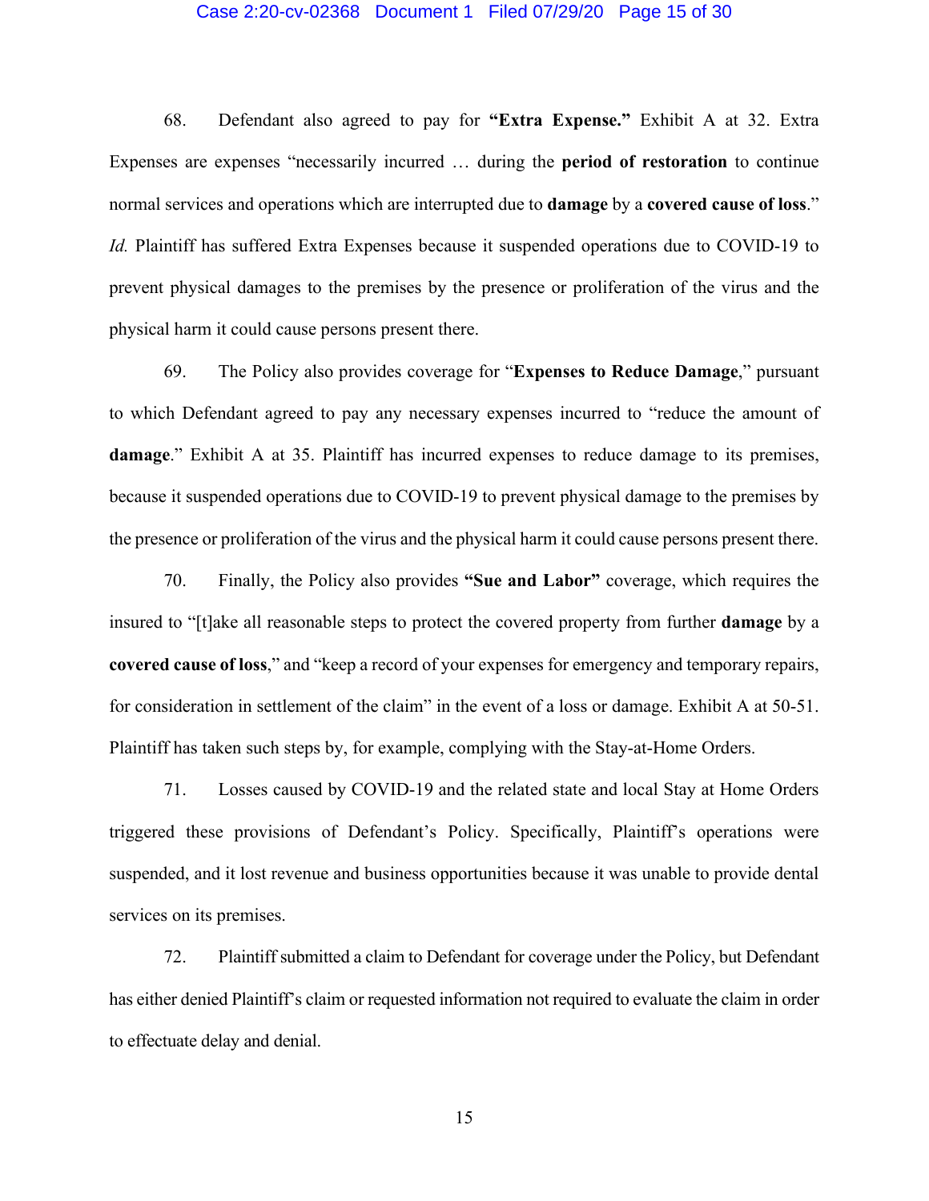68. Defendant also agreed to pay for **"Extra Expense."** Exhibit A at 32. Extra Expenses are expenses "necessarily incurred … during the **period of restoration** to continue normal services and operations which are interrupted due to **damage** by a **covered cause of loss**." *Id.* Plaintiff has suffered Extra Expenses because it suspended operations due to COVID-19 to prevent physical damages to the premises by the presence or proliferation of the virus and the physical harm it could cause persons present there.

69. The Policy also provides coverage for "**Expenses to Reduce Damage**," pursuant to which Defendant agreed to pay any necessary expenses incurred to "reduce the amount of **damage**." Exhibit A at 35. Plaintiff has incurred expenses to reduce damage to its premises, because it suspended operations due to COVID-19 to prevent physical damage to the premises by the presence or proliferation of the virus and the physical harm it could cause persons present there.

70. Finally, the Policy also provides **"Sue and Labor"** coverage, which requires the insured to "[t]ake all reasonable steps to protect the covered property from further **damage** by a **covered cause of loss**," and "keep a record of your expenses for emergency and temporary repairs, for consideration in settlement of the claim" in the event of a loss or damage. Exhibit A at 50-51. Plaintiff has taken such steps by, for example, complying with the Stay-at-Home Orders.

71. Losses caused by COVID-19 and the related state and local Stay at Home Orders triggered these provisions of Defendant's Policy. Specifically, Plaintiff's operations were suspended, and it lost revenue and business opportunities because it was unable to provide dental services on its premises.

72. Plaintiff submitted a claim to Defendant for coverage under the Policy, but Defendant has either denied Plaintiff's claim or requested information not required to evaluate the claim in order to effectuate delay and denial.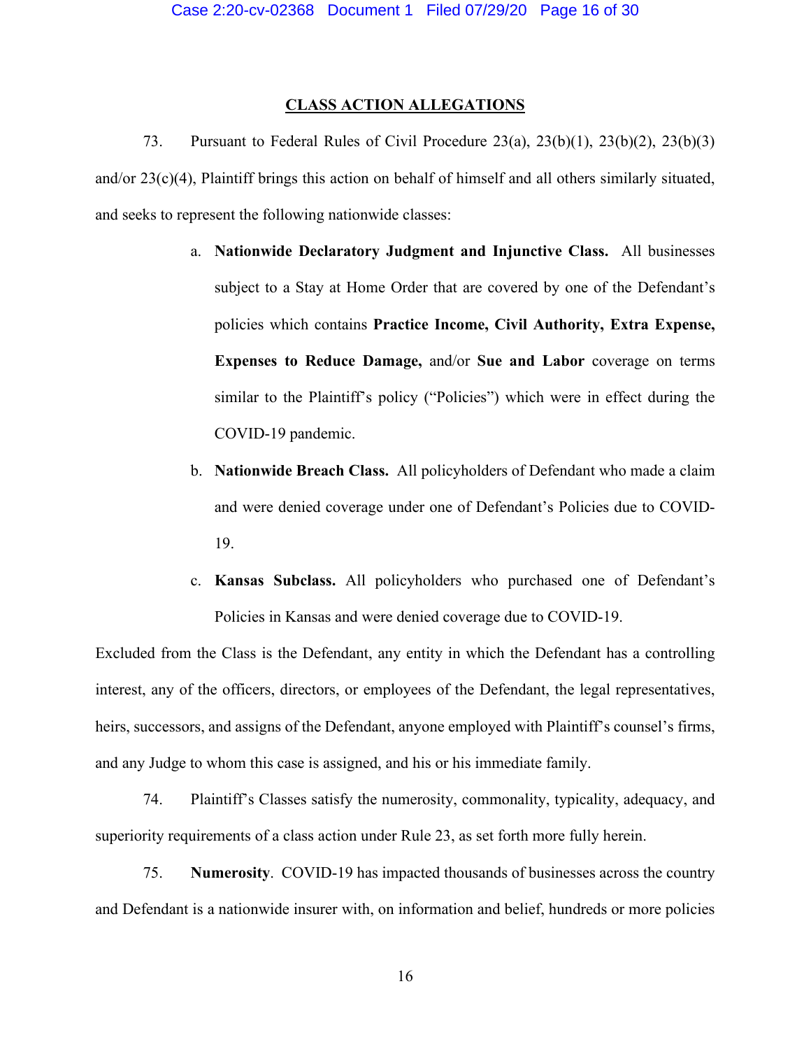## CLASS ACTION ALLEGATIONS

73. Pursuant to Federal Rules of Civil Procedure 23(a), 23(b)(1), 23(b)(2), 23(b)(3) and/or 23(c)(4), Plaintiff brings this action on behalf of himself and all others similarly situated, and seeks to represent the following nationwide classes:

a. **Nationwide Declaratory Judgment and Injunctive Class.** All businesses subject to a Stay at Home Order that are covered by one of the Defendant's policies which contains **Practice Income, Civil Authority, Extra Expense, Expenses to Reduce Damage,** and/or **Sue and Labor** coverage on terms similar to the Plaintiff's policy ("Policies") which were in effect during the COVID-19 pandemic.

b. **Nationwide Breach Class.** All policyholders of Defendant who made a claim and were denied coverage under one of Defendant's Policies due to COVID-19.

c. **Kansas Subclass.** All policyholders who purchased one of Defendant's Policies in Kansas and were denied coverage due to COVID-19.

Excluded from the Class is the Defendant, any entity in which the Defendant has a controlling interest, any of the officers, directors, or employees of the Defendant, the legal representatives, heirs, successors, and assigns of the Defendant, anyone employed with Plaintiff's counsel's firms, and any Judge to whom this case is assigned, and his or his immediate family.

74. Plaintiff's Classes satisfy the numerosity, commonality, typicality, adequacy, and superiority requirements of a class action under Rule 23, as set forth more fully herein.

75. **Numerosity**. COVID-19 has impacted thousands of businesses across the country and Defendant is a nationwide insurer with, on information and belief, hundreds or more policies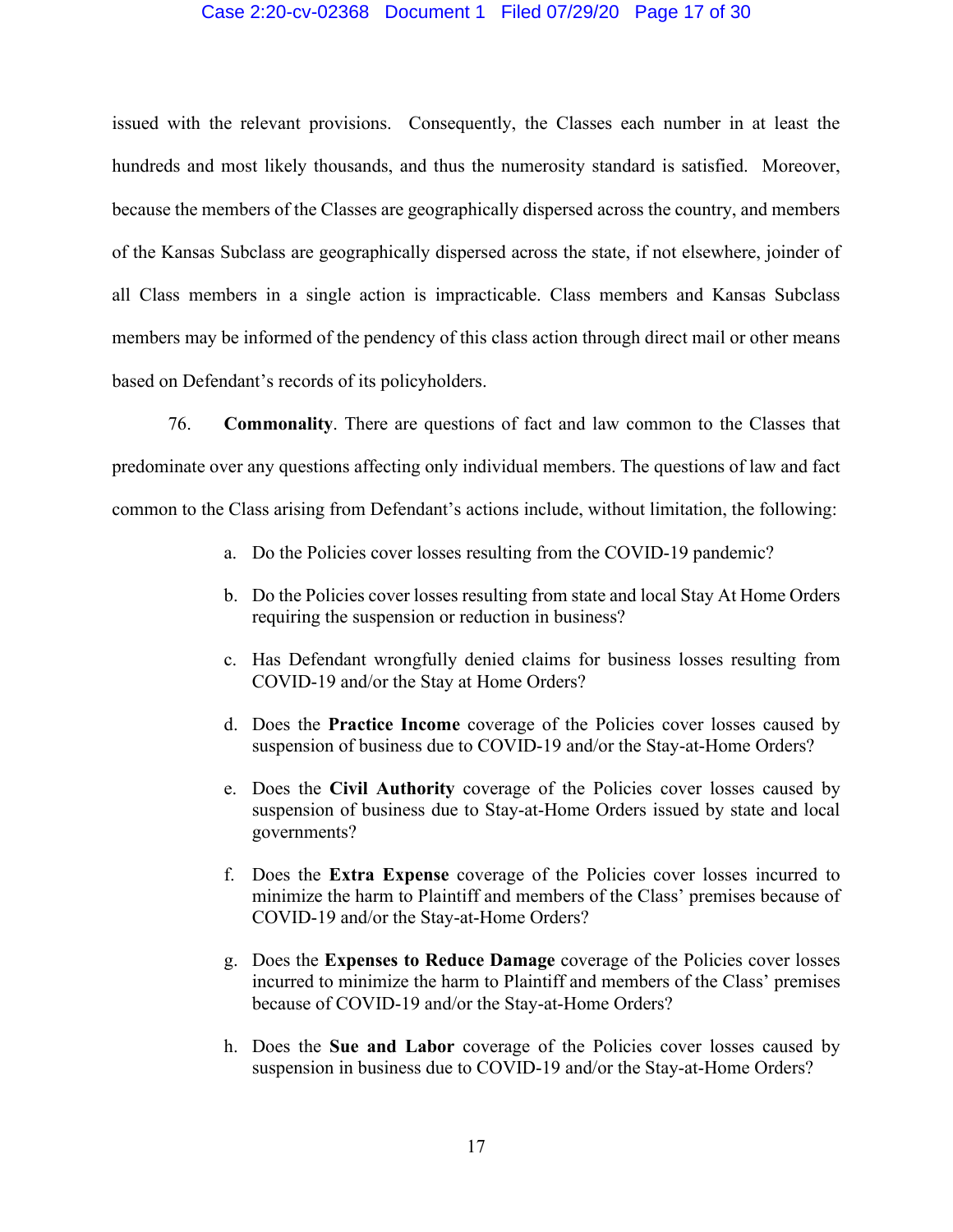issued with the relevant provisions. Consequently, the Classes each number in at least the hundreds and most likely thousands, and thus the numerosity standard is satisfied. Moreover, because the members of the Classes are geographically dispersed across the country, and members of the Kansas Subclass are geographically dispersed across the state, if not elsewhere, joinder of all Class members in a single action is impracticable. Class members and Kansas Subclass members may be informed of the pendency of this class action through direct mail or other means based on Defendant's records of its policyholders.

76. **Commonality**. There are questions of fact and law common to the Classes that predominate over any questions affecting only individual members. The questions of law and fact common to the Class arising from Defendant's actions include, without limitation, the following:

a. Do the Policies cover losses resulting from the COVID-19 pandemic?

b. Do the Policies cover losses resulting from state and local Stay At Home Orders requiring the suspension or reduction in business?

c. Has Defendant wrongfully denied claims for business losses resulting from COVID-19 and/or the Stay at Home Orders?

d. Does the **Practice Income** coverage of the Policies cover losses caused by suspension of business due to COVID-19 and/or the Stay-at-Home Orders?

e. Does the **Civil Authority** coverage of the Policies cover losses caused by suspension of business due to Stay-at-Home Orders issued by state and local governments?

f. Does the **Extra Expense** coverage of the Policies cover losses incurred to minimize the harm to Plaintiff and members of the Class' premises because of COVID-19 and/or the Stay-at-Home Orders?

g. Does the **Expenses to Reduce Damage** coverage of the Policies cover losses incurred to minimize the harm to Plaintiff and members of the Class' premises because of COVID-19 and/or the Stay-at-Home Orders?

h. Does the **Sue and Labor** coverage of the Policies cover losses caused by suspension in business due to COVID-19 and/or the Stay-at-Home Orders?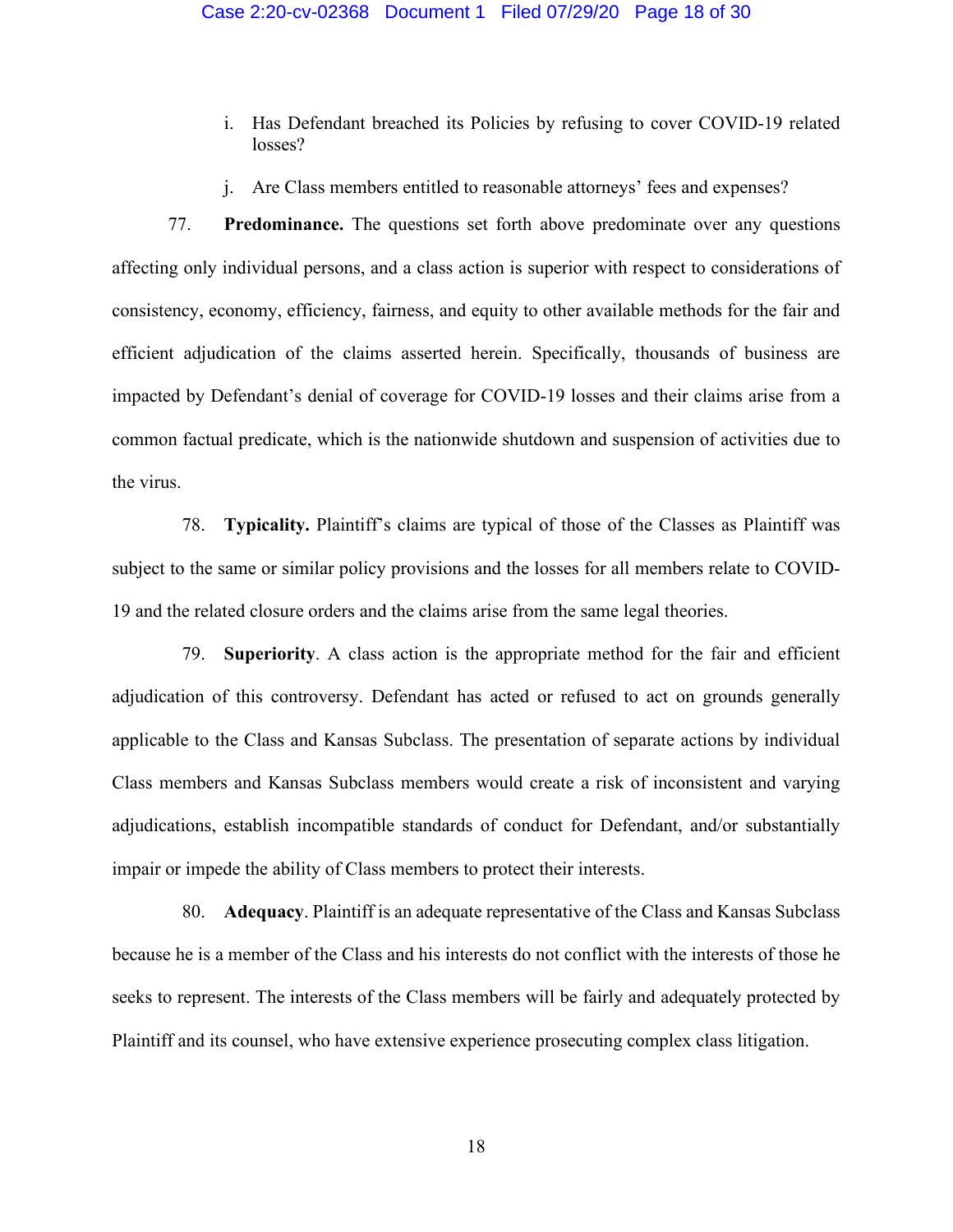i. Has Defendant breached its Policies by refusing to cover COVID-19 related losses?

j. Are Class members entitled to reasonable attorneys' fees and expenses?

77. **Predominance.** The questions set forth above predominate over any questions affecting only individual persons, and a class action is superior with respect to considerations of consistency, economy, efficiency, fairness, and equity to other available methods for the fair and efficient adjudication of the claims asserted herein. Specifically, thousands of business are impacted by Defendant's denial of coverage for COVID-19 losses and their claims arise from a common factual predicate, which is the nationwide shutdown and suspension of activities due to the virus.

78. **Typicality.** Plaintiff's claims are typical of those of the Classes as Plaintiff was subject to the same or similar policy provisions and the losses for all members relate to COVID-19 and the related closure orders and the claims arise from the same legal theories.

79. **Superiority**. A class action is the appropriate method for the fair and efficient adjudication of this controversy. Defendant has acted or refused to act on grounds generally applicable to the Class and Kansas Subclass. The presentation of separate actions by individual Class members and Kansas Subclass members would create a risk of inconsistent and varying adjudications, establish incompatible standards of conduct for Defendant, and/or substantially impair or impede the ability of Class members to protect their interests.

80. **Adequacy**. Plaintiff is an adequate representative of the Class and Kansas Subclass because he is a member of the Class and his interests do not conflict with the interests of those he seeks to represent. The interests of the Class members will be fairly and adequately protected by Plaintiff and its counsel, who have extensive experience prosecuting complex class litigation.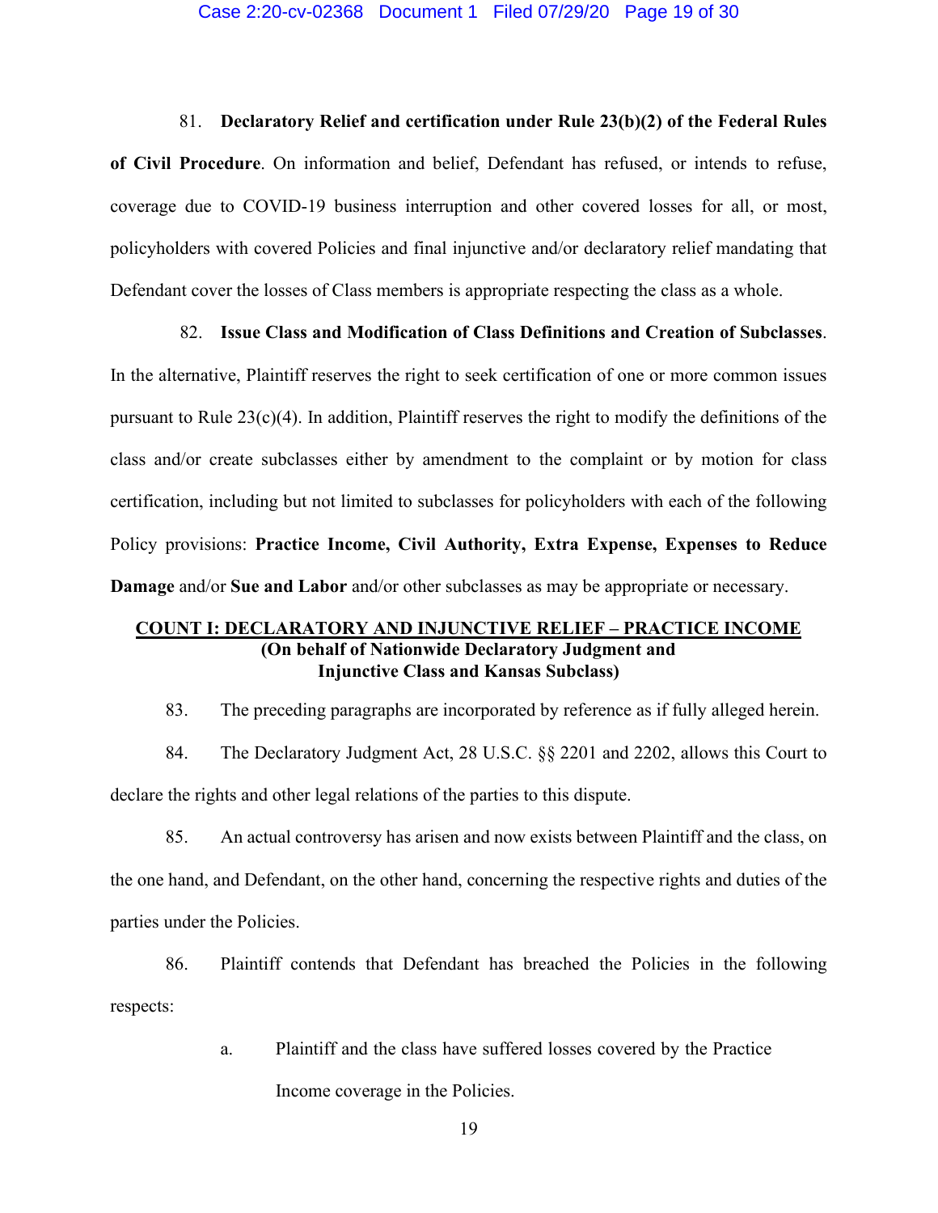81. **Declaratory Relief and certification under Rule 23(b)(2) of the Federal Rules of Civil Procedure**. On information and belief, Defendant has refused, or intends to refuse, coverage due to COVID-19 business interruption and other covered losses for all, or most, policyholders with covered Policies and final injunctive and/or declaratory relief mandating that Defendant cover the losses of Class members is appropriate respecting the class as a whole.

82. **Issue Class and Modification of Class Definitions and Creation of Subclasses**. In the alternative, Plaintiff reserves the right to seek certification of one or more common issues pursuant to Rule 23(c)(4). In addition, Plaintiff reserves the right to modify the definitions of the class and/or create subclasses either by amendment to the complaint or by motion for class certification, including but not limited to subclasses for policyholders with each of the following Policy provisions: **Practice Income, Civil Authority, Extra Expense, Expenses to Reduce Damage** and/or **Sue and Labor** and/or other subclasses as may be appropriate or necessary.

## COUNT I: DECLARATORY AND INJUNCTIVE RELIEF – PRACTICE INCOME
**(On behalf of Nationwide Declaratory Judgment and Injunctive Class and Kansas Subclass)**

83. The preceding paragraphs are incorporated by reference as if fully alleged herein.

84. The Declaratory Judgment Act, 28 U.S.C. §§ 2201 and 2202, allows this Court to declare the rights and other legal relations of the parties to this dispute.

85. An actual controversy has arisen and now exists between Plaintiff and the class, on the one hand, and Defendant, on the other hand, concerning the respective rights and duties of the parties under the Policies.

86. Plaintiff contends that Defendant has breached the Policies in the following respects:

a. Plaintiff and the class have suffered losses covered by the Practice Income coverage in the Policies.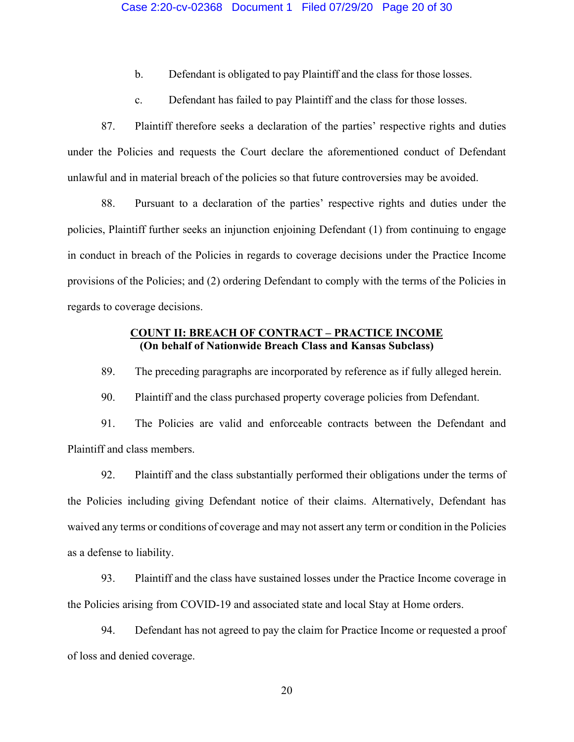b. Defendant is obligated to pay Plaintiff and the class for those losses.

c. Defendant has failed to pay Plaintiff and the class for those losses.

87. Plaintiff therefore seeks a declaration of the parties' respective rights and duties under the Policies and requests the Court declare the aforementioned conduct of Defendant unlawful and in material breach of the policies so that future controversies may be avoided.

88. Pursuant to a declaration of the parties' respective rights and duties under the policies, Plaintiff further seeks an injunction enjoining Defendant (1) from continuing to engage in conduct in breach of the Policies in regards to coverage decisions under the Practice Income provisions of the Policies; and (2) ordering Defendant to comply with the terms of the Policies in regards to coverage decisions.

## <u>COUNT II: BREACH OF CONTRACT – PRACTICE INCOME</u>
**(On behalf of Nationwide Breach Class and Kansas Subclass)**

89. The preceding paragraphs are incorporated by reference as if fully alleged herein.

90. Plaintiff and the class purchased property coverage policies from Defendant.

91. The Policies are valid and enforceable contracts between the Defendant and Plaintiff and class members.

92. Plaintiff and the class substantially performed their obligations under the terms of the Policies including giving Defendant notice of their claims. Alternatively, Defendant has waived any terms or conditions of coverage and may not assert any term or condition in the Policies as a defense to liability.

93. Plaintiff and the class have sustained losses under the Practice Income coverage in the Policies arising from COVID-19 and associated state and local Stay at Home orders.

94. Defendant has not agreed to pay the claim for Practice Income or requested a proof of loss and denied coverage.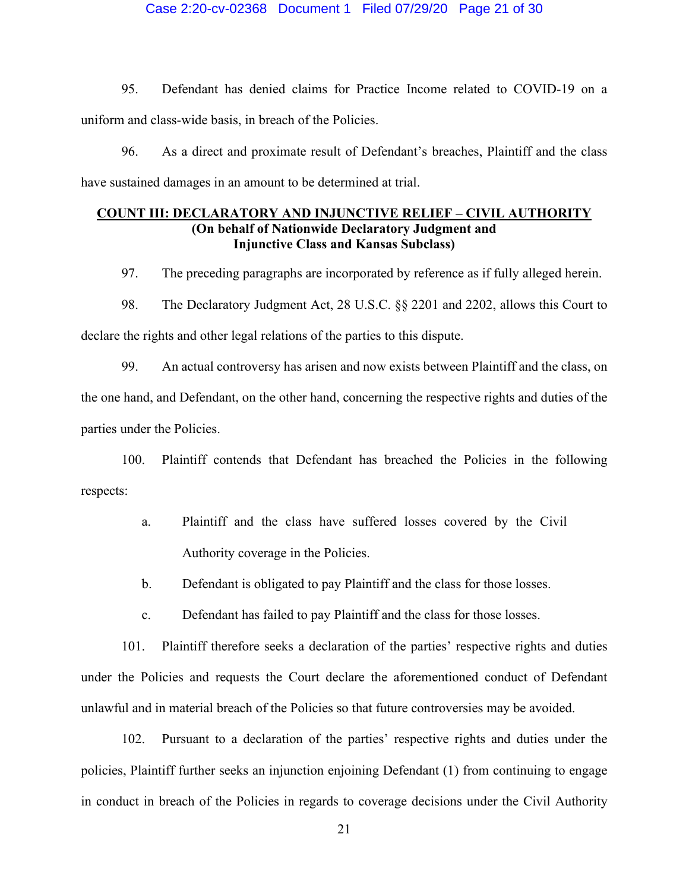95. Defendant has denied claims for Practice Income related to COVID-19 on a uniform and class-wide basis, in breach of the Policies.

96. As a direct and proximate result of Defendant's breaches, Plaintiff and the class have sustained damages in an amount to be determined at trial.

## COUNT III: DECLARATORY AND INJUNCTIVE RELIEF – CIVIL AUTHORITY

**(On behalf of Nationwide Declaratory Judgment and Injunctive Class and Kansas Subclass)**

97. The preceding paragraphs are incorporated by reference as if fully alleged herein.

98. The Declaratory Judgment Act, 28 U.S.C. §§ 2201 and 2202, allows this Court to declare the rights and other legal relations of the parties to this dispute.

99. An actual controversy has arisen and now exists between Plaintiff and the class, on the one hand, and Defendant, on the other hand, concerning the respective rights and duties of the parties under the Policies.

100. Plaintiff contends that Defendant has breached the Policies in the following respects:

a. Plaintiff and the class have suffered losses covered by the Civil Authority coverage in the Policies.

b. Defendant is obligated to pay Plaintiff and the class for those losses.

c. Defendant has failed to pay Plaintiff and the class for those losses.

101. Plaintiff therefore seeks a declaration of the parties' respective rights and duties under the Policies and requests the Court declare the aforementioned conduct of Defendant unlawful and in material breach of the Policies so that future controversies may be avoided.

102. Pursuant to a declaration of the parties' respective rights and duties under the policies, Plaintiff further seeks an injunction enjoining Defendant (1) from continuing to engage in conduct in breach of the Policies in regards to coverage decisions under the Civil Authority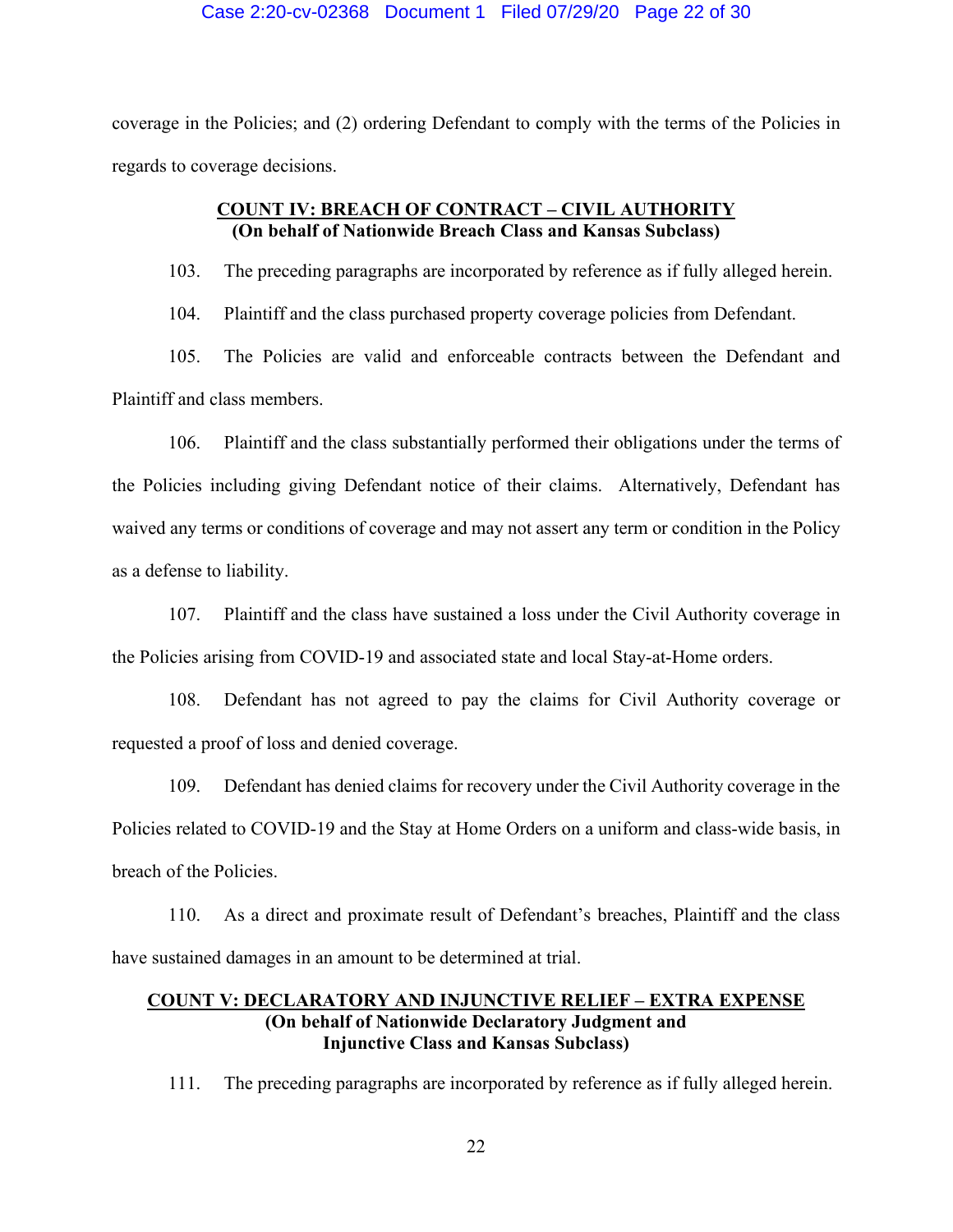coverage in the Policies; and (2) ordering Defendant to comply with the terms of the Policies in regards to coverage decisions.

## COUNT IV: BREACH OF CONTRACT – CIVIL AUTHORITY
**(On behalf of Nationwide Breach Class and Kansas Subclass)**

103. The preceding paragraphs are incorporated by reference as if fully alleged herein.

104. Plaintiff and the class purchased property coverage policies from Defendant.

105. The Policies are valid and enforceable contracts between the Defendant and Plaintiff and class members.

106. Plaintiff and the class substantially performed their obligations under the terms of the Policies including giving Defendant notice of their claims. Alternatively, Defendant has waived any terms or conditions of coverage and may not assert any term or condition in the Policy as a defense to liability.

107. Plaintiff and the class have sustained a loss under the Civil Authority coverage in the Policies arising from COVID-19 and associated state and local Stay-at-Home orders.

108. Defendant has not agreed to pay the claims for Civil Authority coverage or requested a proof of loss and denied coverage.

109. Defendant has denied claims for recovery under the Civil Authority coverage in the Policies related to COVID-19 and the Stay at Home Orders on a uniform and class-wide basis, in breach of the Policies.

110. As a direct and proximate result of Defendant's breaches, Plaintiff and the class have sustained damages in an amount to be determined at trial.

## COUNT V: DECLARATORY AND INJUNCTIVE RELIEF – EXTRA EXPENSE
**(On behalf of Nationwide Declaratory Judgment and Injunctive Class and Kansas Subclass)**

111. The preceding paragraphs are incorporated by reference as if fully alleged herein.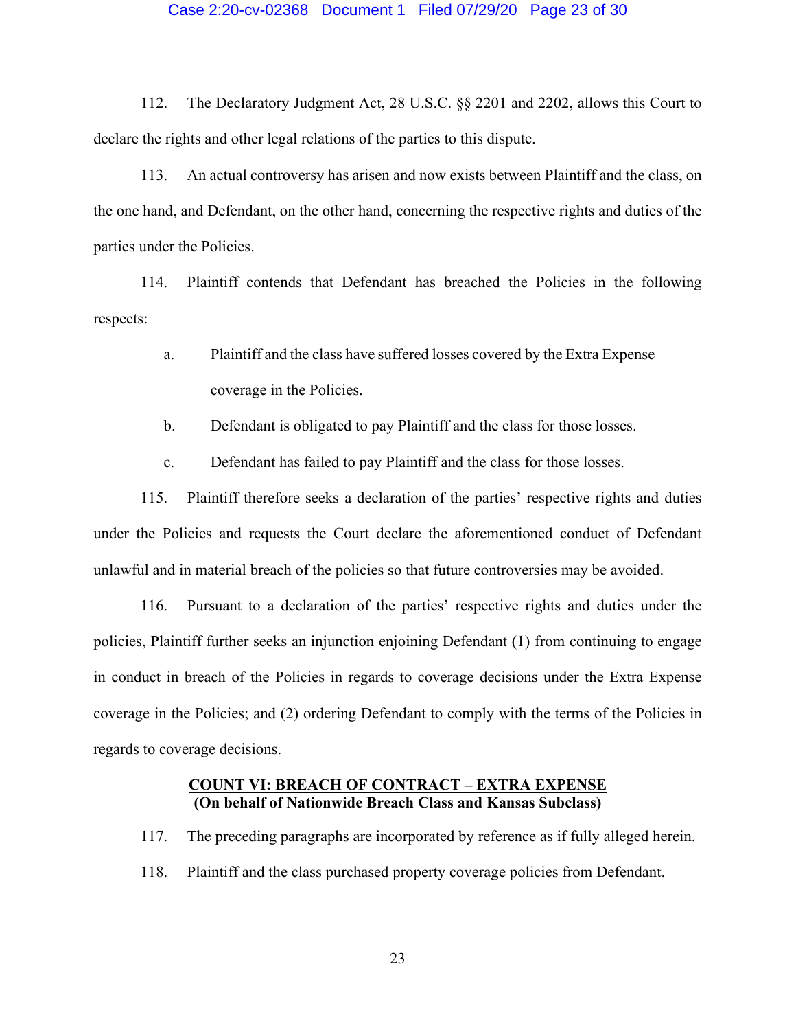112. The Declaratory Judgment Act, 28 U.S.C. §§ 2201 and 2202, allows this Court to declare the rights and other legal relations of the parties to this dispute.

113. An actual controversy has arisen and now exists between Plaintiff and the class, on the one hand, and Defendant, on the other hand, concerning the respective rights and duties of the parties under the Policies.

114. Plaintiff contends that Defendant has breached the Policies in the following respects:

a. Plaintiff and the class have suffered losses covered by the Extra Expense coverage in the Policies.

b. Defendant is obligated to pay Plaintiff and the class for those losses.

c. Defendant has failed to pay Plaintiff and the class for those losses.

115. Plaintiff therefore seeks a declaration of the parties' respective rights and duties under the Policies and requests the Court declare the aforementioned conduct of Defendant unlawful and in material breach of the policies so that future controversies may be avoided.

116. Pursuant to a declaration of the parties' respective rights and duties under the policies, Plaintiff further seeks an injunction enjoining Defendant (1) from continuing to engage in conduct in breach of the Policies in regards to coverage decisions under the Extra Expense coverage in the Policies; and (2) ordering Defendant to comply with the terms of the Policies in regards to coverage decisions.

**COUNT VI: BREACH OF CONTRACT – EXTRA EXPENSE**
**(On behalf of Nationwide Breach Class and Kansas Subclass)**

117. The preceding paragraphs are incorporated by reference as if fully alleged herein.

118. Plaintiff and the class purchased property coverage policies from Defendant.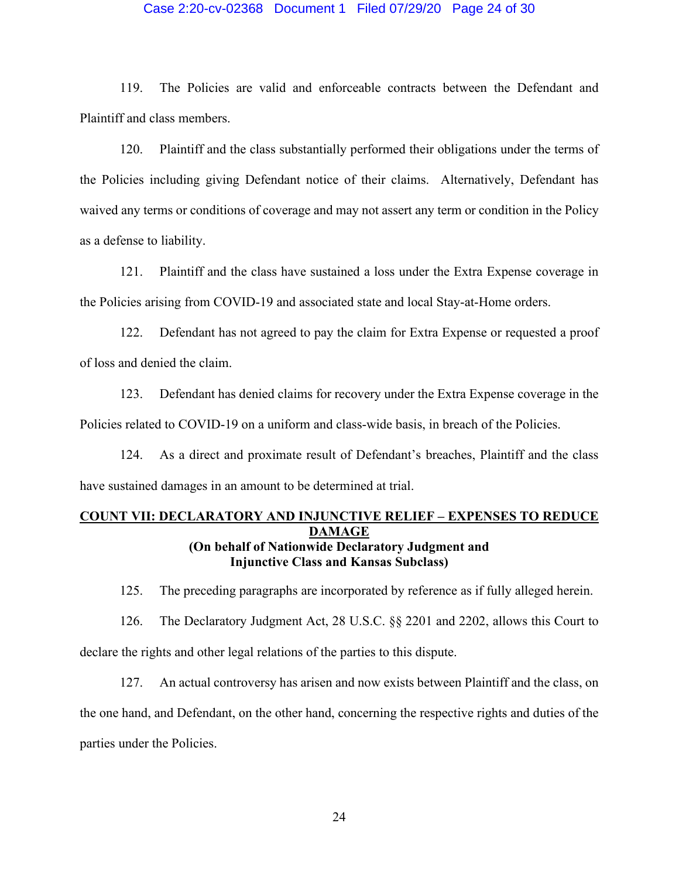119. The Policies are valid and enforceable contracts between the Defendant and Plaintiff and class members.

120. Plaintiff and the class substantially performed their obligations under the terms of the Policies including giving Defendant notice of their claims. Alternatively, Defendant has waived any terms or conditions of coverage and may not assert any term or condition in the Policy as a defense to liability.

121. Plaintiff and the class have sustained a loss under the Extra Expense coverage in the Policies arising from COVID-19 and associated state and local Stay-at-Home orders.

122. Defendant has not agreed to pay the claim for Extra Expense or requested a proof of loss and denied the claim.

123. Defendant has denied claims for recovery under the Extra Expense coverage in the Policies related to COVID-19 on a uniform and class-wide basis, in breach of the Policies.

124. As a direct and proximate result of Defendant's breaches, Plaintiff and the class have sustained damages in an amount to be determined at trial.

## COUNT VII: DECLARATORY AND INJUNCTIVE RELIEF – EXPENSES TO REDUCE DAMAGE

**(On behalf of Nationwide Declaratory Judgment and Injunctive Class and Kansas Subclass)**

125. The preceding paragraphs are incorporated by reference as if fully alleged herein.

126. The Declaratory Judgment Act, 28 U.S.C. §§ 2201 and 2202, allows this Court to declare the rights and other legal relations of the parties to this dispute.

127. An actual controversy has arisen and now exists between Plaintiff and the class, on the one hand, and Defendant, on the other hand, concerning the respective rights and duties of the parties under the Policies.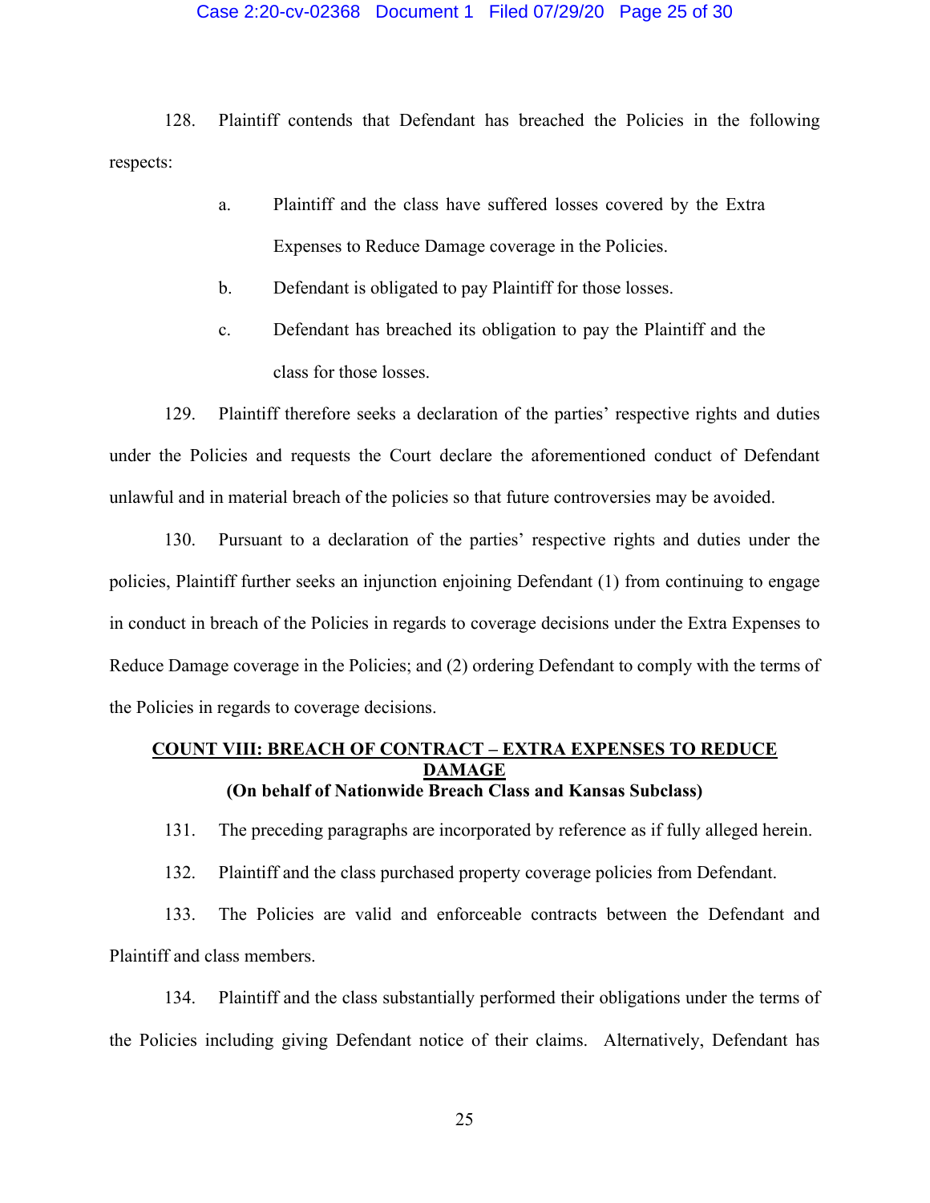128. Plaintiff contends that Defendant has breached the Policies in the following respects:

   a. Plaintiff and the class have suffered losses covered by the Extra Expenses to Reduce Damage coverage in the Policies.

   b. Defendant is obligated to pay Plaintiff for those losses.

   c. Defendant has breached its obligation to pay the Plaintiff and the class for those losses.

129. Plaintiff therefore seeks a declaration of the parties' respective rights and duties under the Policies and requests the Court declare the aforementioned conduct of Defendant unlawful and in material breach of the policies so that future controversies may be avoided.

130. Pursuant to a declaration of the parties' respective rights and duties under the policies, Plaintiff further seeks an injunction enjoining Defendant (1) from continuing to engage in conduct in breach of the Policies in regards to coverage decisions under the Extra Expenses to Reduce Damage coverage in the Policies; and (2) ordering Defendant to comply with the terms of the Policies in regards to coverage decisions.

## COUNT VIII: BREACH OF CONTRACT – EXTRA EXPENSES TO REDUCE DAMAGE
### (On behalf of Nationwide Breach Class and Kansas Subclass)

131. The preceding paragraphs are incorporated by reference as if fully alleged herein.

132. Plaintiff and the class purchased property coverage policies from Defendant.

133. The Policies are valid and enforceable contracts between the Defendant and Plaintiff and class members.

134. Plaintiff and the class substantially performed their obligations under the terms of the Policies including giving Defendant notice of their claims. Alternatively, Defendant has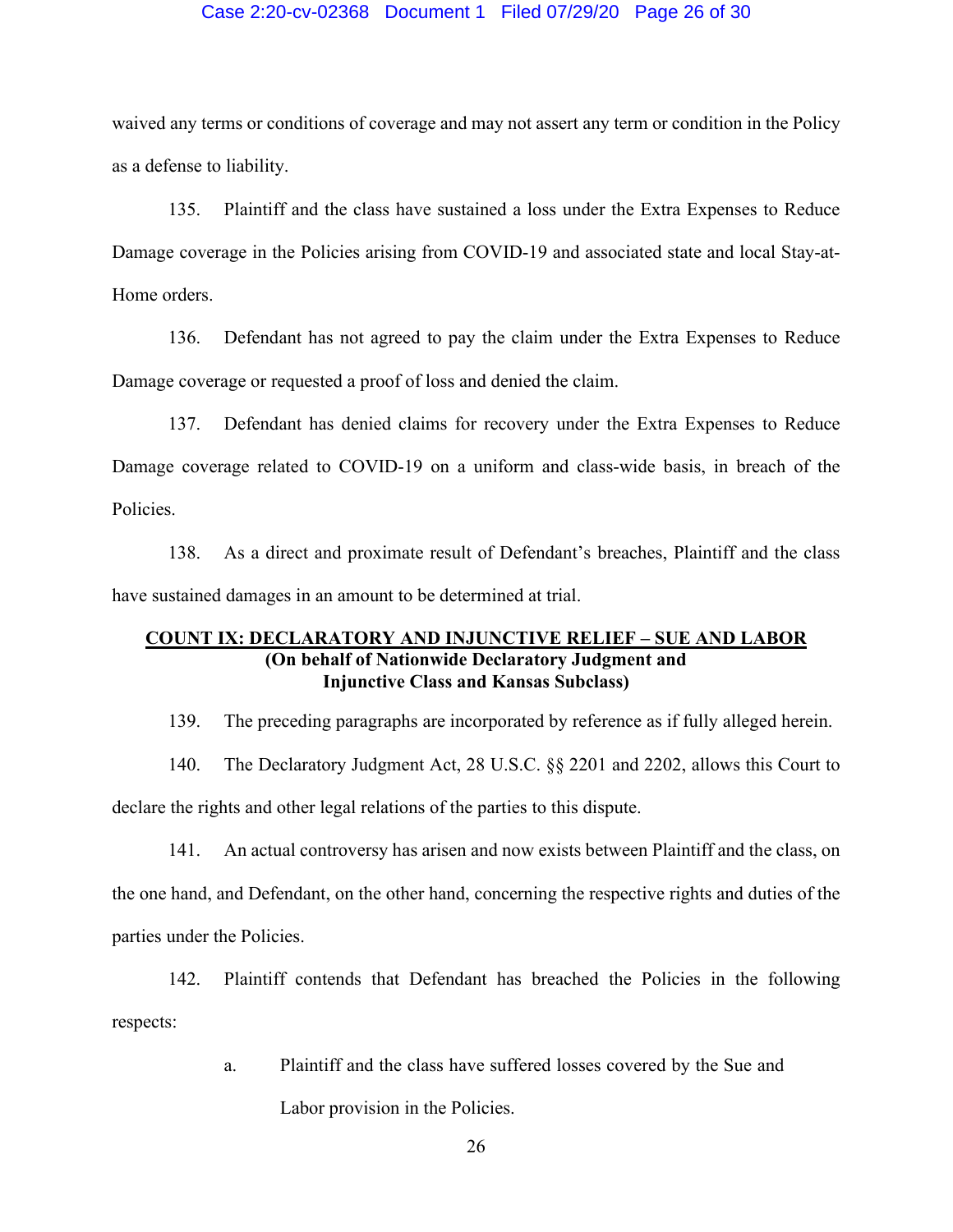waived any terms or conditions of coverage and may not assert any term or condition in the Policy as a defense to liability.

135. Plaintiff and the class have sustained a loss under the Extra Expenses to Reduce Damage coverage in the Policies arising from COVID-19 and associated state and local Stay-at-Home orders.

136. Defendant has not agreed to pay the claim under the Extra Expenses to Reduce Damage coverage or requested a proof of loss and denied the claim.

137. Defendant has denied claims for recovery under the Extra Expenses to Reduce Damage coverage related to COVID-19 on a uniform and class-wide basis, in breach of the Policies.

138. As a direct and proximate result of Defendant's breaches, Plaintiff and the class have sustained damages in an amount to be determined at trial.

**COUNT IX: DECLARATORY AND INJUNCTIVE RELIEF – SUE AND LABOR**
**(On behalf of Nationwide Declaratory Judgment and Injunctive Class and Kansas Subclass)**

139. The preceding paragraphs are incorporated by reference as if fully alleged herein.

140. The Declaratory Judgment Act, 28 U.S.C. §§ 2201 and 2202, allows this Court to declare the rights and other legal relations of the parties to this dispute.

141. An actual controversy has arisen and now exists between Plaintiff and the class, on the one hand, and Defendant, on the other hand, concerning the respective rights and duties of the parties under the Policies.

142. Plaintiff contends that Defendant has breached the Policies in the following respects:

a. Plaintiff and the class have suffered losses covered by the Sue and Labor provision in the Policies.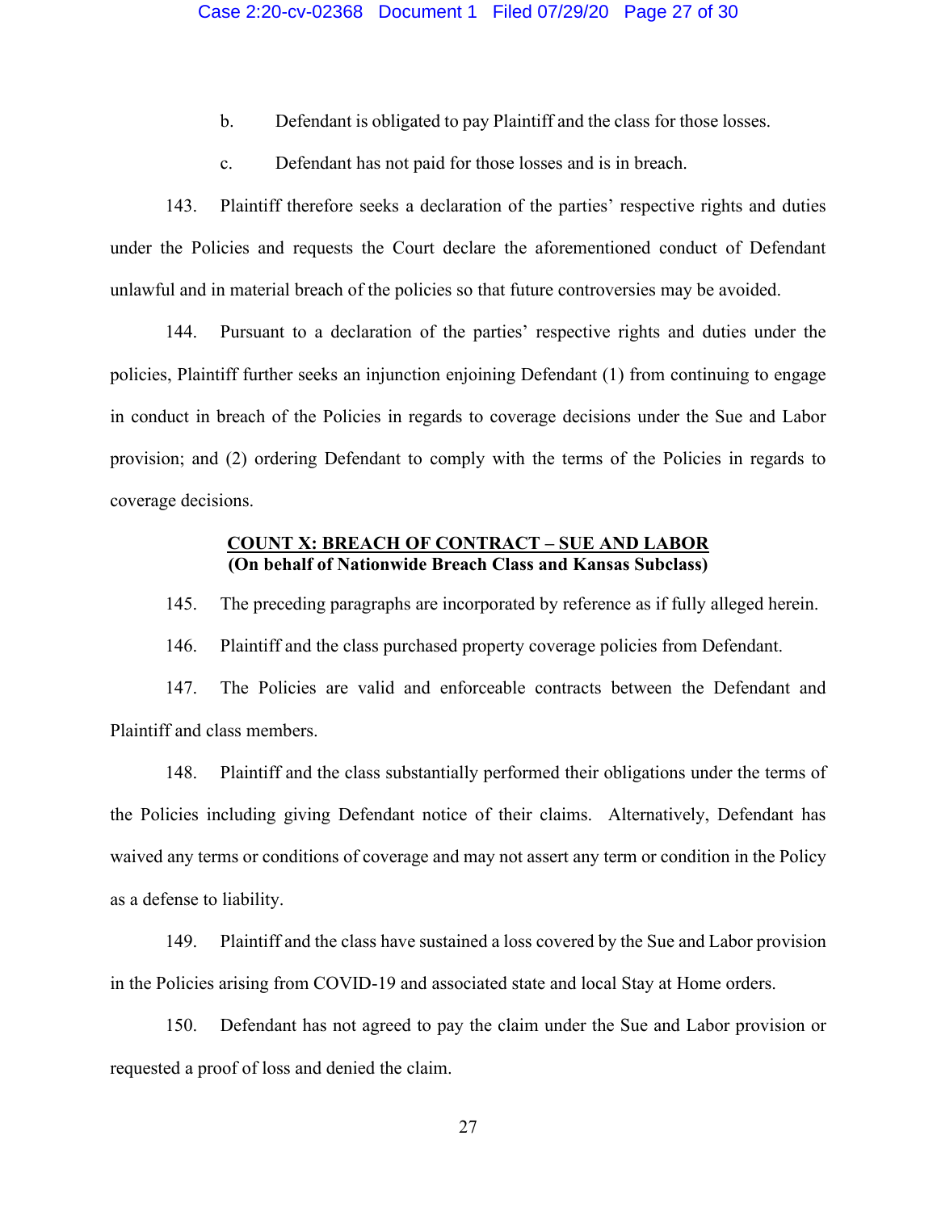b. Defendant is obligated to pay Plaintiff and the class for those losses.

c. Defendant has not paid for those losses and is in breach.

143. Plaintiff therefore seeks a declaration of the parties' respective rights and duties under the Policies and requests the Court declare the aforementioned conduct of Defendant unlawful and in material breach of the policies so that future controversies may be avoided.

144. Pursuant to a declaration of the parties' respective rights and duties under the policies, Plaintiff further seeks an injunction enjoining Defendant (1) from continuing to engage in conduct in breach of the Policies in regards to coverage decisions under the Sue and Labor provision; and (2) ordering Defendant to comply with the terms of the Policies in regards to coverage decisions.

**COUNT X: BREACH OF CONTRACT – SUE AND LABOR**
**(On behalf of Nationwide Breach Class and Kansas Subclass)**

145. The preceding paragraphs are incorporated by reference as if fully alleged herein.

146. Plaintiff and the class purchased property coverage policies from Defendant.

147. The Policies are valid and enforceable contracts between the Defendant and Plaintiff and class members.

148. Plaintiff and the class substantially performed their obligations under the terms of the Policies including giving Defendant notice of their claims. Alternatively, Defendant has waived any terms or conditions of coverage and may not assert any term or condition in the Policy as a defense to liability.

149. Plaintiff and the class have sustained a loss covered by the Sue and Labor provision in the Policies arising from COVID-19 and associated state and local Stay at Home orders.

150. Defendant has not agreed to pay the claim under the Sue and Labor provision or requested a proof of loss and denied the claim.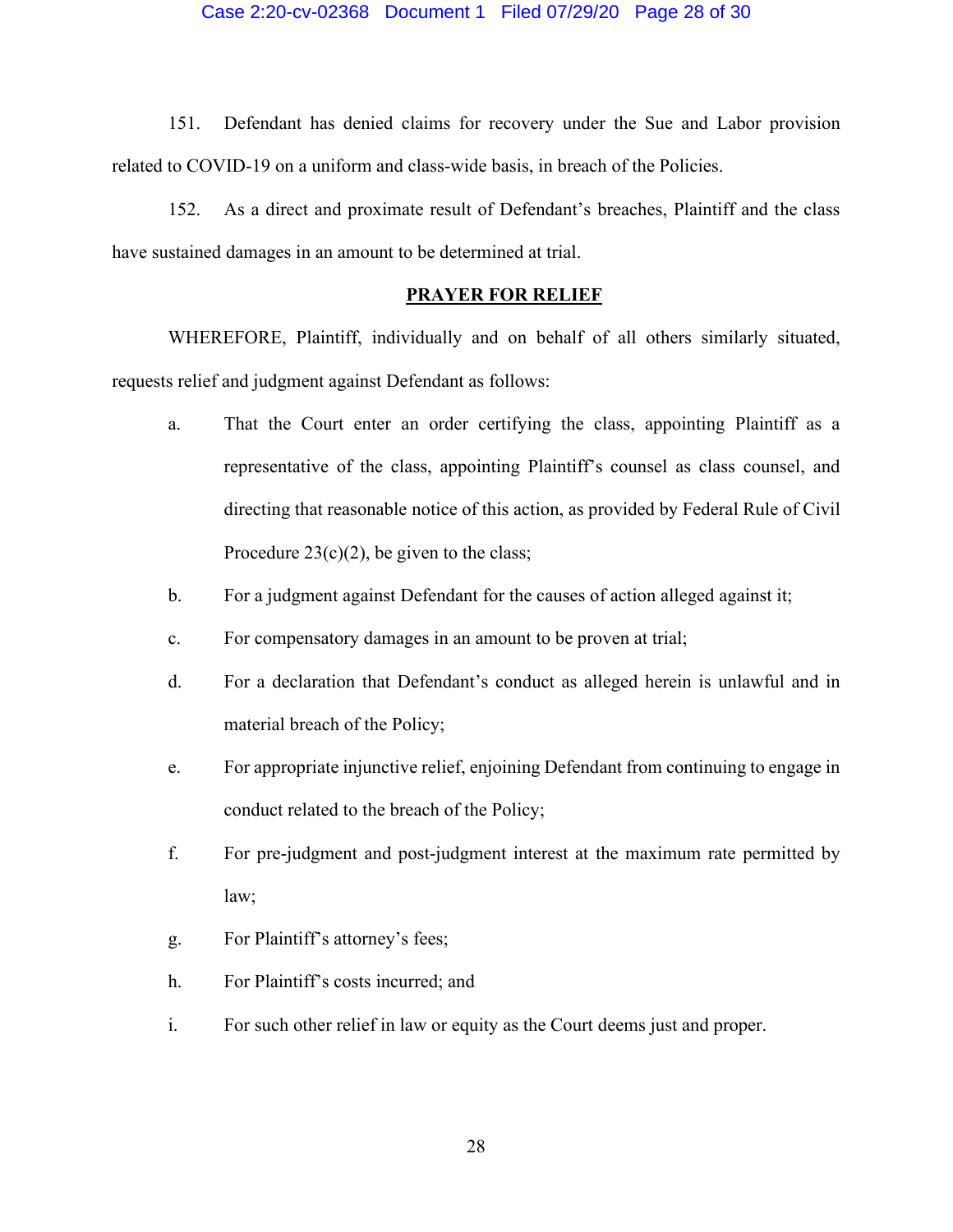151. Defendant has denied claims for recovery under the Sue and Labor provision related to COVID-19 on a uniform and class-wide basis, in breach of the Policies.

152. As a direct and proximate result of Defendant's breaches, Plaintiff and the class have sustained damages in an amount to be determined at trial.

## PRAYER FOR RELIEF

WHEREFORE, Plaintiff, individually and on behalf of all others similarly situated, requests relief and judgment against Defendant as follows:

a. That the Court enter an order certifying the class, appointing Plaintiff as a representative of the class, appointing Plaintiff's counsel as class counsel, and directing that reasonable notice of this action, as provided by Federal Rule of Civil Procedure 23(c)(2), be given to the class;

b. For a judgment against Defendant for the causes of action alleged against it;

c. For compensatory damages in an amount to be proven at trial;

d. For a declaration that Defendant's conduct as alleged herein is unlawful and in material breach of the Policy;

e. For appropriate injunctive relief, enjoining Defendant from continuing to engage in conduct related to the breach of the Policy;

f. For pre-judgment and post-judgment interest at the maximum rate permitted by law;

g. For Plaintiff's attorney's fees;

h. For Plaintiff's costs incurred; and

i. For such other relief in law or equity as the Court deems just and proper.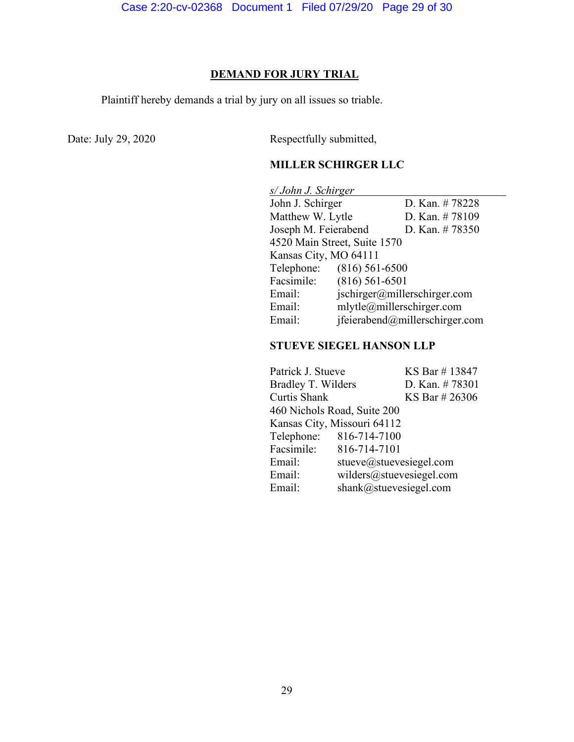## DEMAND FOR JURY TRIAL

Plaintiff hereby demands a trial by jury on all issues so triable.

Date: July 29, 2020

Respectfully submitted,

**MILLER SCHIRGER LLC**

*s/ John J. Schirger*

John J. Schirger D. Kan. # 78228
Matthew W. Lytle D. Kan. # 78109
Joseph M. Feierabend D. Kan. # 78350
4520 Main Street, Suite 1570
Kansas City, MO 64111
Telephone: (816) 561-6500
Facsimile: (816) 561-6501
Email: jschirger@millerschirger.com
Email: mlytle@millerschirger.com
Email: jfeierabend@millerschirger.com

**STUEVE SIEGEL HANSON LLP**

Patrick J. Stueve KS Bar # 13847
Bradley T. Wilders D. Kan. # 78301
Curtis Shank KS Bar # 26306
460 Nichols Road, Suite 200
Kansas City, Missouri 64112
Telephone: 816-714-7100
Facsimile: 816-714-7101
Email: stueve@stuevesiegel.com
Email: wilders@stuevesiegel.com
Email: shank@stuevesiegel.com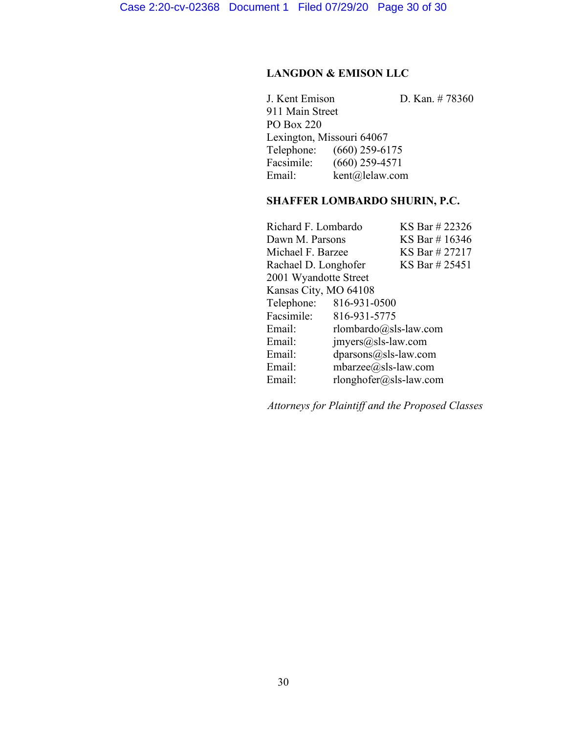**LANGDON & EMISON LLC**

J. Kent Emison D. Kan. # 78360
911 Main Street
PO Box 220
Lexington, Missouri 64067
Telephone: (660) 259-6175
Facsimile: (660) 259-4571
Email: kent@lelaw.com

**SHAFFER LOMBARDO SHURIN, P.C.**

Richard F. Lombardo KS Bar # 22326
Dawn M. Parsons KS Bar # 16346
Michael F. Barzee KS Bar # 27217
Rachael D. Longhofer KS Bar # 25451
2001 Wyandotte Street
Kansas City, MO 64108
Telephone: 816-931-0500
Facsimile: 816-931-5775
Email: rlombardo@sls-law.com
Email: jmyers@sls-law.com
Email: dparsons@sls-law.com
Email: mbarzee@sls-law.com
Email: rlonghofer@sls-law.com

*Attorneys for Plaintiff and the Proposed Classes*